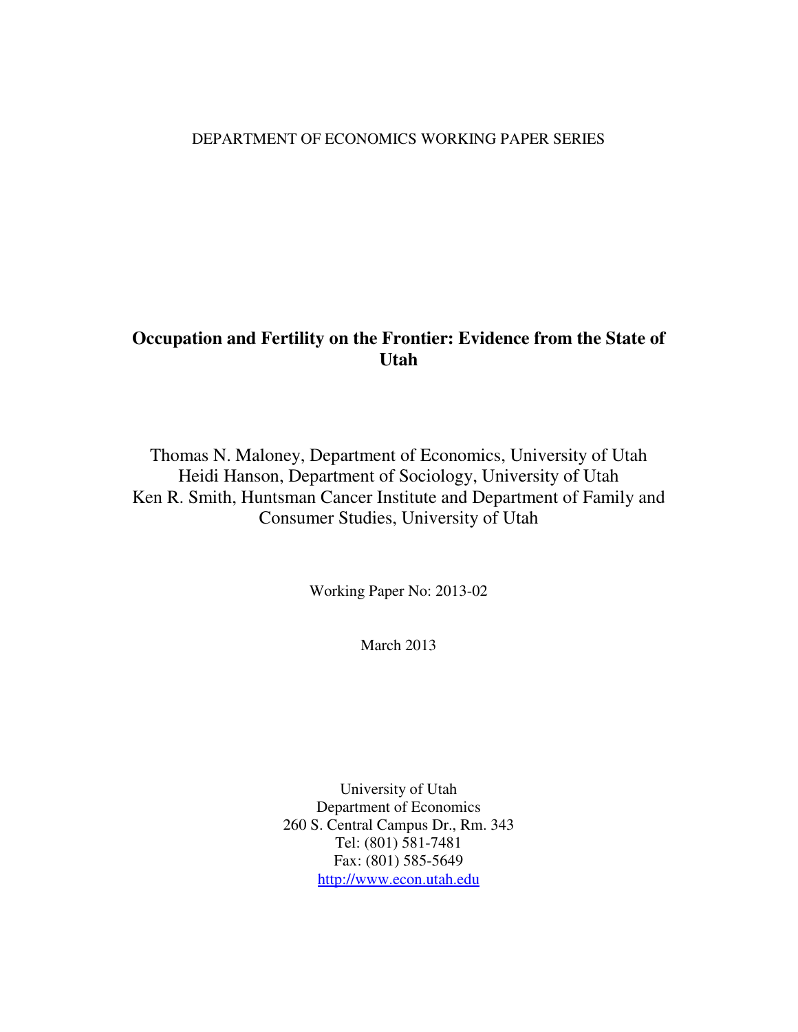DEPARTMENT OF ECONOMICS WORKING PAPER SERIES

# Occupation and Fertility on the Frontier: Evidence from the State of Utah

Thomas N. Maloney, Department of Economics, University of Utah
Heidi Hanson, Department of Sociology, University of Utah
Ken R. Smith, Huntsman Cancer Institute and Department of Family and Consumer Studies, University of Utah

Working Paper No: 2013-02

March 2013

University of Utah
Department of Economics
260 S. Central Campus Dr., Rm. 343
Tel: (801) 581-7481
Fax: (801) 585-5649
http://www.econ.utah.edu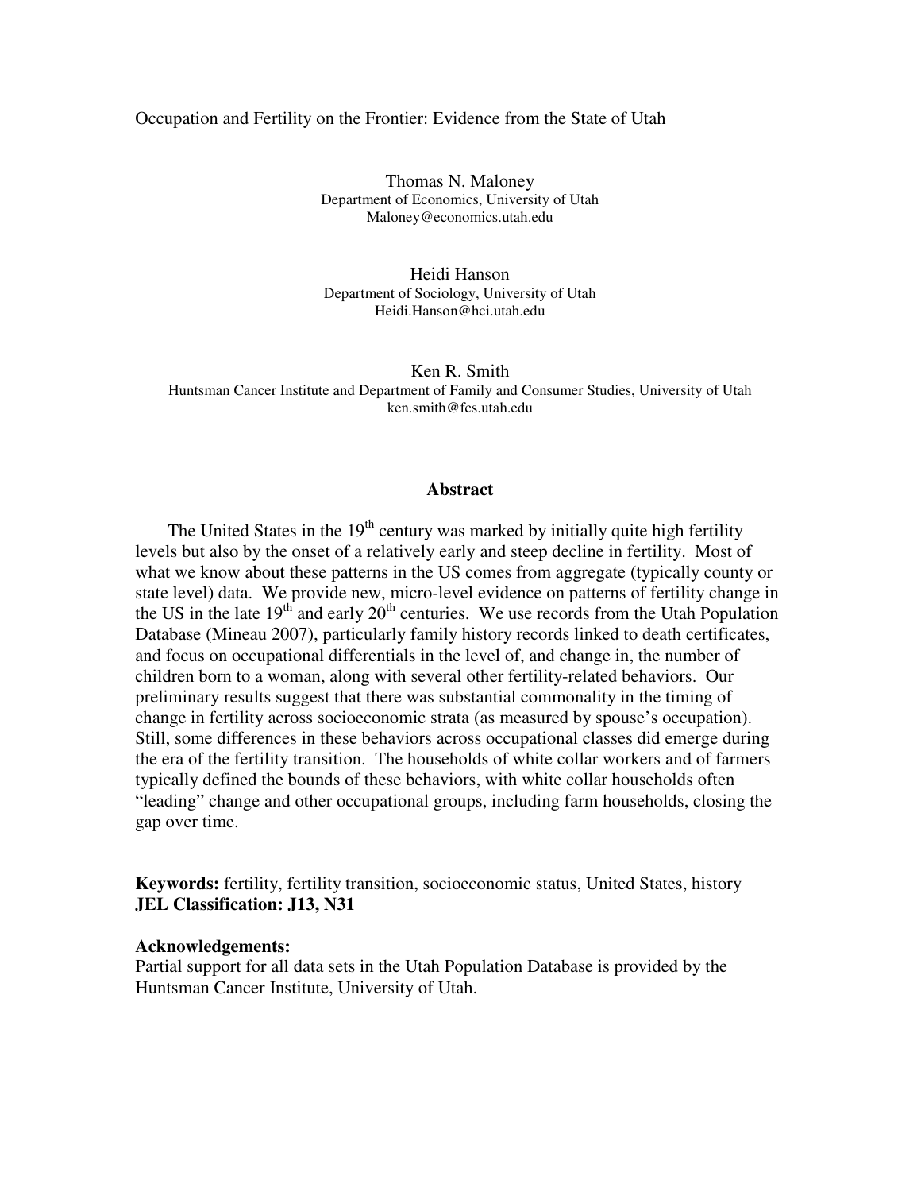Occupation and Fertility on the Frontier: Evidence from the State of Utah

Thomas N. Maloney
Department of Economics, University of Utah
Maloney@economics.utah.edu

Heidi Hanson
Department of Sociology, University of Utah
Heidi.Hanson@hci.utah.edu

Ken R. Smith
Huntsman Cancer Institute and Department of Family and Consumer Studies, University of Utah
ken.smith@fcs.utah.edu

## Abstract

The United States in the 19th century was marked by initially quite high fertility levels but also by the onset of a relatively early and steep decline in fertility. Most of what we know about these patterns in the US comes from aggregate (typically county or state level) data. We provide new, micro-level evidence on patterns of fertility change in the US in the late 19th and early 20th centuries. We use records from the Utah Population Database (Mineau 2007), particularly family history records linked to death certificates, and focus on occupational differentials in the level of, and change in, the number of children born to a woman, along with several other fertility-related behaviors. Our preliminary results suggest that there was substantial commonality in the timing of change in fertility across socioeconomic strata (as measured by spouse's occupation). Still, some differences in these behaviors across occupational classes did emerge during the era of the fertility transition. The households of white collar workers and of farmers typically defined the bounds of these behaviors, with white collar households often "leading" change and other occupational groups, including farm households, closing the gap over time.

**Keywords:** fertility, fertility transition, socioeconomic status, United States, history
**JEL Classification: J13, N31**

**Acknowledgements:**
Partial support for all data sets in the Utah Population Database is provided by the Huntsman Cancer Institute, University of Utah.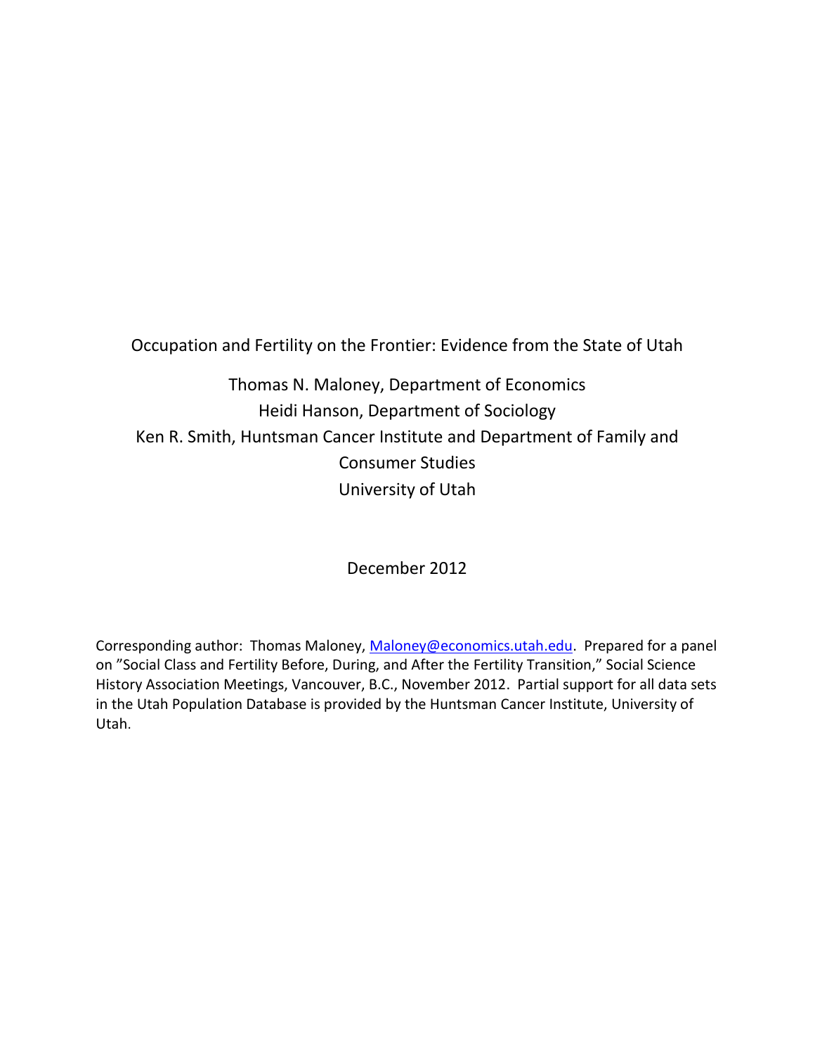Occupation and Fertility on the Frontier: Evidence from the State of Utah

Thomas N. Maloney, Department of Economics
Heidi Hanson, Department of Sociology
Ken R. Smith, Huntsman Cancer Institute and Department of Family and Consumer Studies
University of Utah

December 2012

Corresponding author: Thomas Maloney, Maloney@economics.utah.edu. Prepared for a panel on "Social Class and Fertility Before, During, and After the Fertility Transition," Social Science History Association Meetings, Vancouver, B.C., November 2012. Partial support for all data sets in the Utah Population Database is provided by the Huntsman Cancer Institute, University of Utah.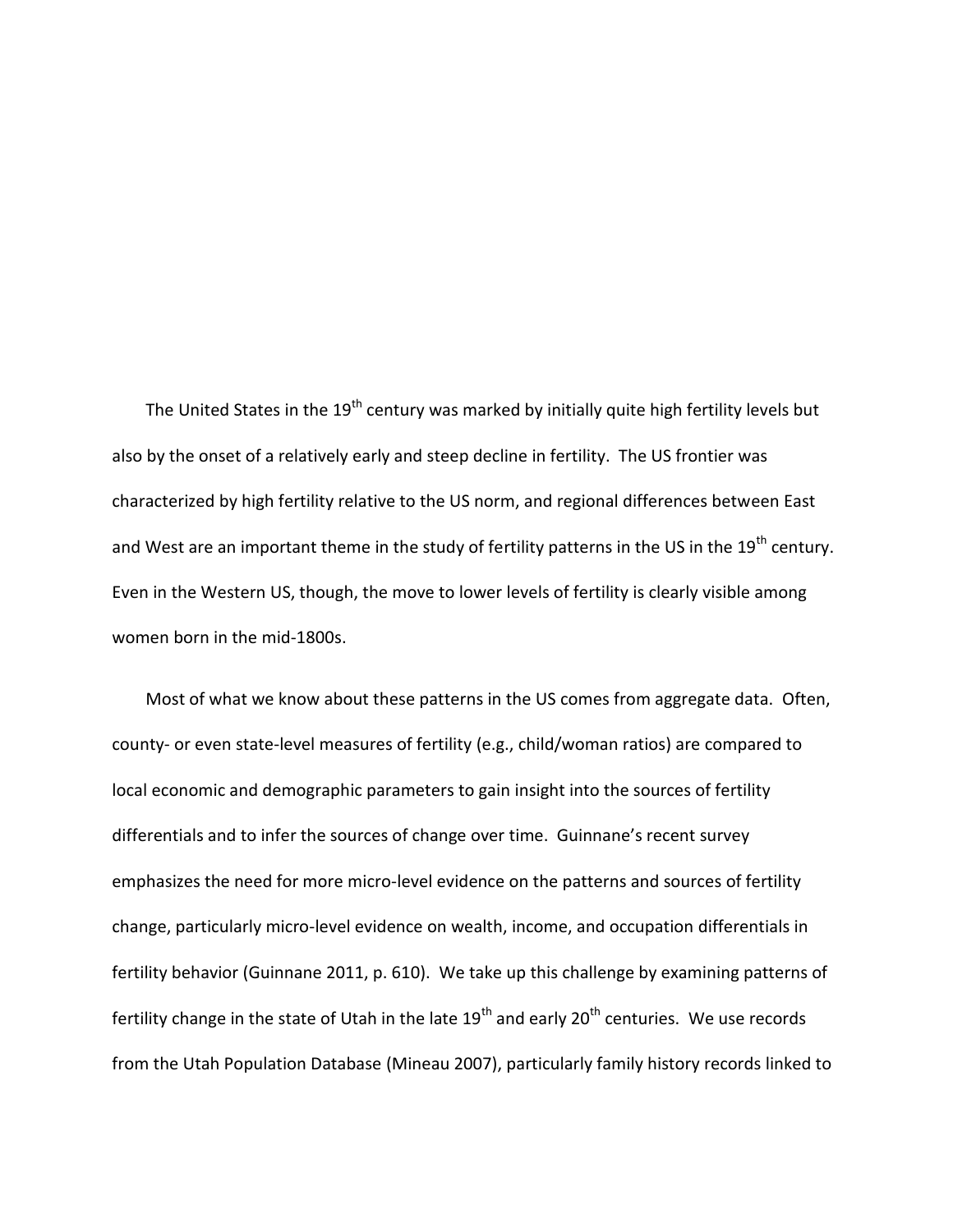The United States in the 19th century was marked by initially quite high fertility levels but also by the onset of a relatively early and steep decline in fertility. The US frontier was characterized by high fertility relative to the US norm, and regional differences between East and West are an important theme in the study of fertility patterns in the US in the 19th century. Even in the Western US, though, the move to lower levels of fertility is clearly visible among women born in the mid-1800s.

Most of what we know about these patterns in the US comes from aggregate data. Often, county- or even state-level measures of fertility (e.g., child/woman ratios) are compared to local economic and demographic parameters to gain insight into the sources of fertility differentials and to infer the sources of change over time. Guinnane's recent survey emphasizes the need for more micro-level evidence on the patterns and sources of fertility change, particularly micro-level evidence on wealth, income, and occupation differentials in fertility behavior (Guinnane 2011, p. 610). We take up this challenge by examining patterns of fertility change in the state of Utah in the late 19th and early 20th centuries. We use records from the Utah Population Database (Mineau 2007), particularly family history records linked to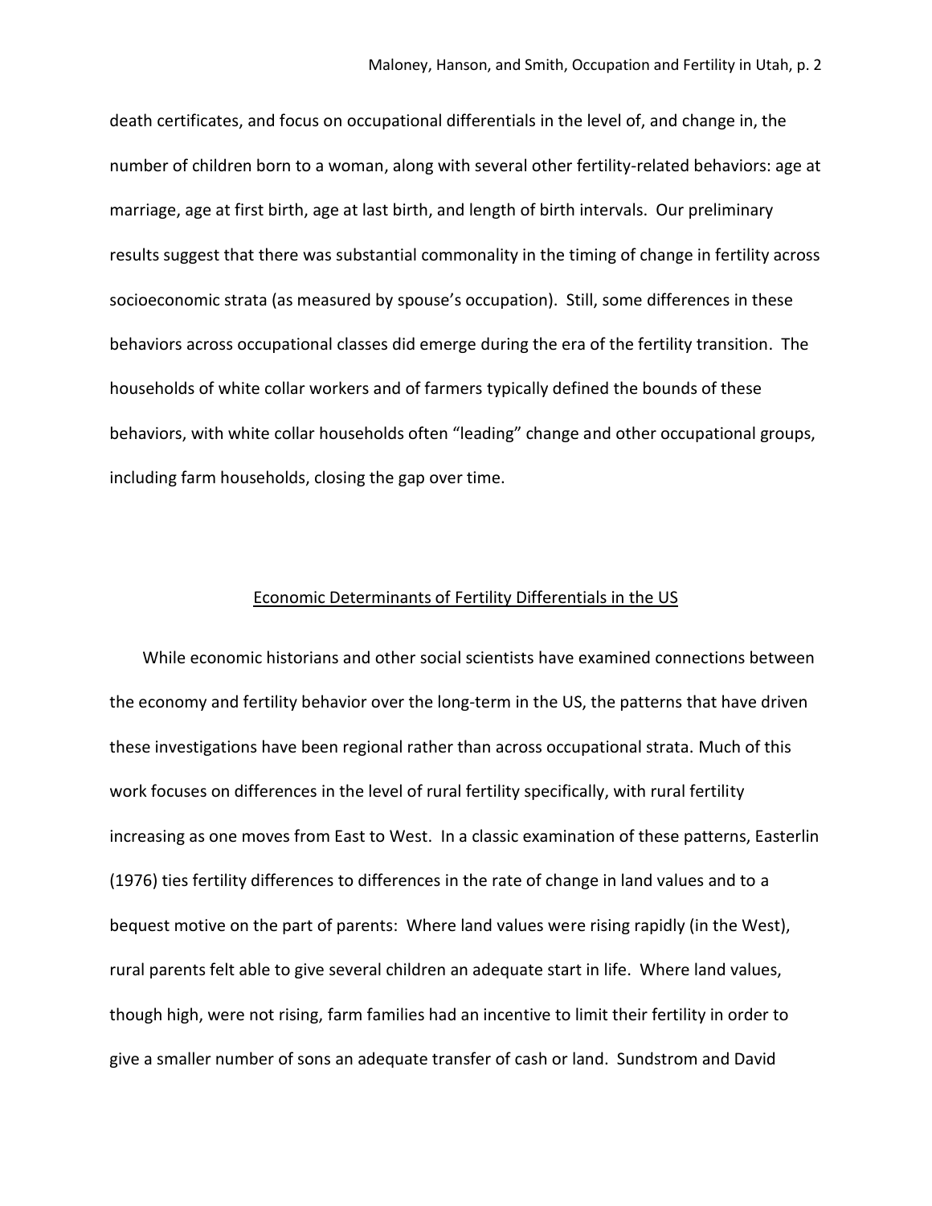death certificates, and focus on occupational differentials in the level of, and change in, the number of children born to a woman, along with several other fertility-related behaviors: age at marriage, age at first birth, age at last birth, and length of birth intervals. Our preliminary results suggest that there was substantial commonality in the timing of change in fertility across socioeconomic strata (as measured by spouse's occupation). Still, some differences in these behaviors across occupational classes did emerge during the era of the fertility transition. The households of white collar workers and of farmers typically defined the bounds of these behaviors, with white collar households often "leading" change and other occupational groups, including farm households, closing the gap over time.

## Economic Determinants of Fertility Differentials in the US

While economic historians and other social scientists have examined connections between the economy and fertility behavior over the long-term in the US, the patterns that have driven these investigations have been regional rather than across occupational strata. Much of this work focuses on differences in the level of rural fertility specifically, with rural fertility increasing as one moves from East to West. In a classic examination of these patterns, Easterlin (1976) ties fertility differences to differences in the rate of change in land values and to a bequest motive on the part of parents: Where land values were rising rapidly (in the West), rural parents felt able to give several children an adequate start in life. Where land values, though high, were not rising, farm families had an incentive to limit their fertility in order to give a smaller number of sons an adequate transfer of cash or land. Sundstrom and David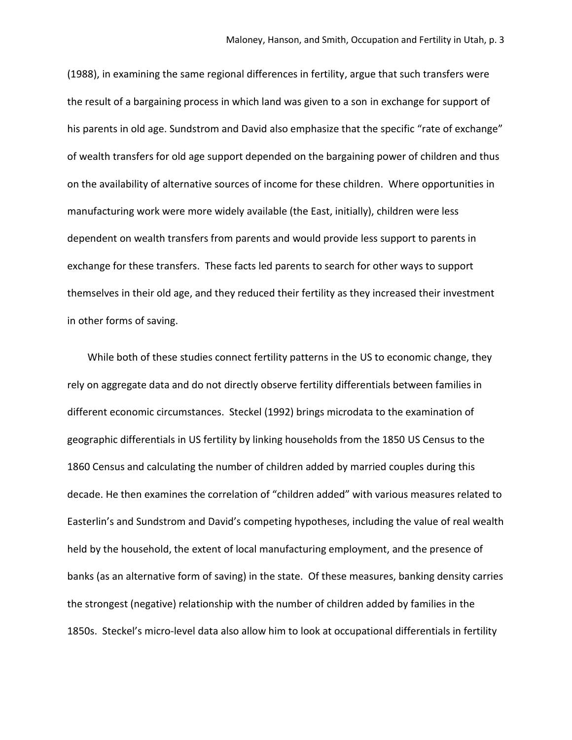(1988), in examining the same regional differences in fertility, argue that such transfers were the result of a bargaining process in which land was given to a son in exchange for support of his parents in old age. Sundstrom and David also emphasize that the specific "rate of exchange" of wealth transfers for old age support depended on the bargaining power of children and thus on the availability of alternative sources of income for these children. Where opportunities in manufacturing work were more widely available (the East, initially), children were less dependent on wealth transfers from parents and would provide less support to parents in exchange for these transfers. These facts led parents to search for other ways to support themselves in their old age, and they reduced their fertility as they increased their investment in other forms of saving.

While both of these studies connect fertility patterns in the US to economic change, they rely on aggregate data and do not directly observe fertility differentials between families in different economic circumstances. Steckel (1992) brings microdata to the examination of geographic differentials in US fertility by linking households from the 1850 US Census to the 1860 Census and calculating the number of children added by married couples during this decade. He then examines the correlation of "children added" with various measures related to Easterlin's and Sundstrom and David's competing hypotheses, including the value of real wealth held by the household, the extent of local manufacturing employment, and the presence of banks (as an alternative form of saving) in the state. Of these measures, banking density carries the strongest (negative) relationship with the number of children added by families in the 1850s. Steckel's micro-level data also allow him to look at occupational differentials in fertility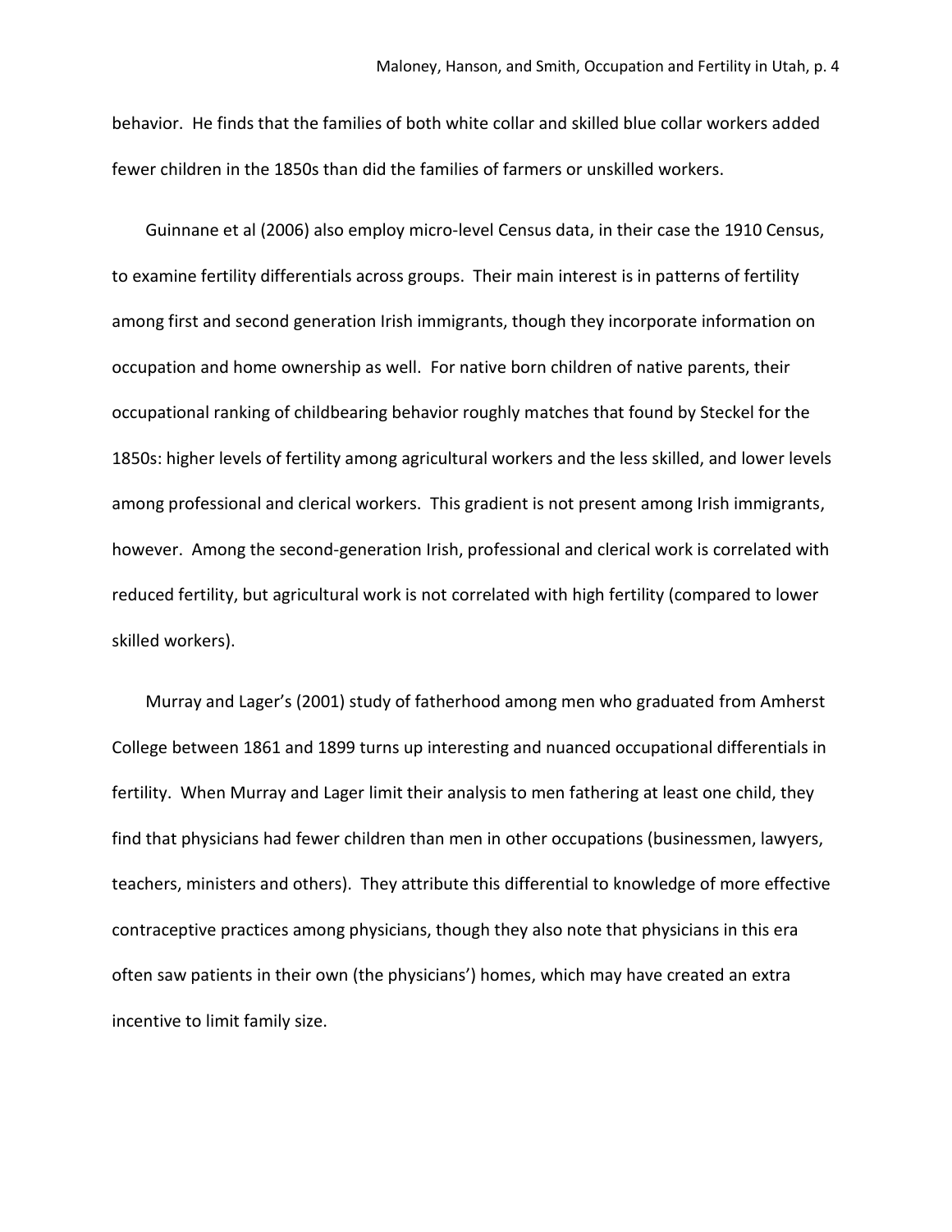behavior. He finds that the families of both white collar and skilled blue collar workers added fewer children in the 1850s than did the families of farmers or unskilled workers.

Guinnane et al (2006) also employ micro-level Census data, in their case the 1910 Census, to examine fertility differentials across groups. Their main interest is in patterns of fertility among first and second generation Irish immigrants, though they incorporate information on occupation and home ownership as well. For native born children of native parents, their occupational ranking of childbearing behavior roughly matches that found by Steckel for the 1850s: higher levels of fertility among agricultural workers and the less skilled, and lower levels among professional and clerical workers. This gradient is not present among Irish immigrants, however. Among the second-generation Irish, professional and clerical work is correlated with reduced fertility, but agricultural work is not correlated with high fertility (compared to lower skilled workers).

Murray and Lager's (2001) study of fatherhood among men who graduated from Amherst College between 1861 and 1899 turns up interesting and nuanced occupational differentials in fertility. When Murray and Lager limit their analysis to men fathering at least one child, they find that physicians had fewer children than men in other occupations (businessmen, lawyers, teachers, ministers and others). They attribute this differential to knowledge of more effective contraceptive practices among physicians, though they also note that physicians in this era often saw patients in their own (the physicians') homes, which may have created an extra incentive to limit family size.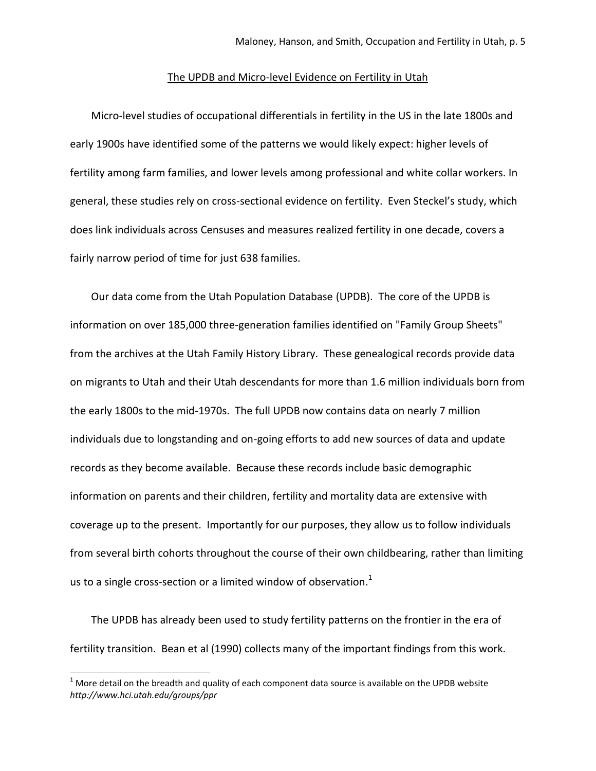## The UPDB and Micro-level Evidence on Fertility in Utah

Micro-level studies of occupational differentials in fertility in the US in the late 1800s and early 1900s have identified some of the patterns we would likely expect: higher levels of fertility among farm families, and lower levels among professional and white collar workers. In general, these studies rely on cross-sectional evidence on fertility. Even Steckel's study, which does link individuals across Censuses and measures realized fertility in one decade, covers a fairly narrow period of time for just 638 families.

Our data come from the Utah Population Database (UPDB). The core of the UPDB is information on over 185,000 three-generation families identified on "Family Group Sheets" from the archives at the Utah Family History Library. These genealogical records provide data on migrants to Utah and their Utah descendants for more than 1.6 million individuals born from the early 1800s to the mid-1970s. The full UPDB now contains data on nearly 7 million individuals due to longstanding and on-going efforts to add new sources of data and update records as they become available. Because these records include basic demographic information on parents and their children, fertility and mortality data are extensive with coverage up to the present. Importantly for our purposes, they allow us to follow individuals from several birth cohorts throughout the course of their own childbearing, rather than limiting us to a single cross-section or a limited window of observation.[1]

The UPDB has already been used to study fertility patterns on the frontier in the era of fertility transition. Bean et al (1990) collects many of the important findings from this work.

[1] More detail on the breadth and quality of each component data source is available on the UPDB website *http://www.hci.utah.edu/groups/ppr*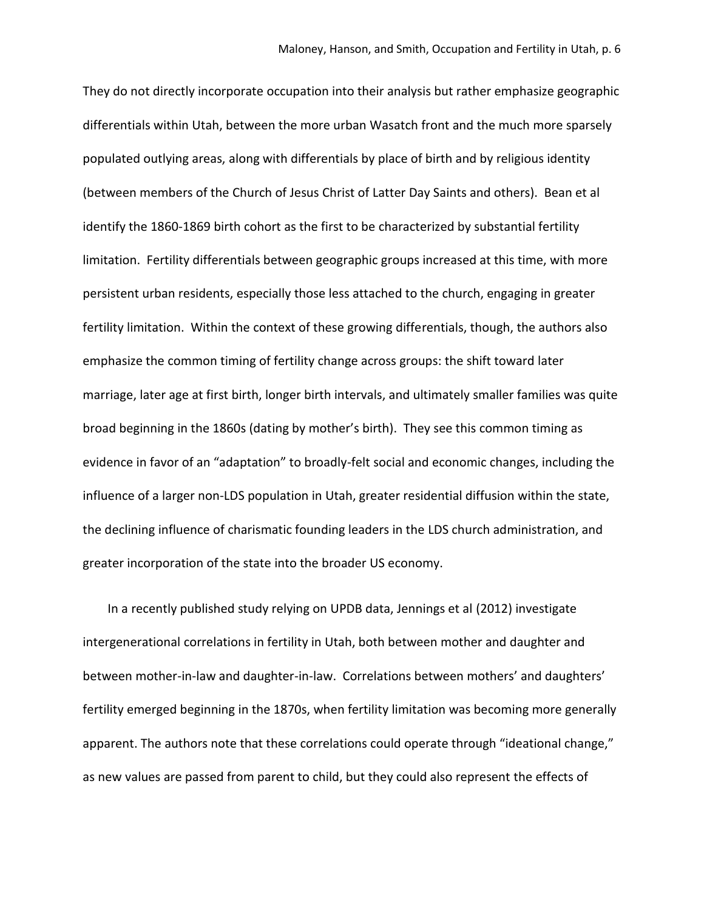They do not directly incorporate occupation into their analysis but rather emphasize geographic differentials within Utah, between the more urban Wasatch front and the much more sparsely populated outlying areas, along with differentials by place of birth and by religious identity (between members of the Church of Jesus Christ of Latter Day Saints and others). Bean et al identify the 1860-1869 birth cohort as the first to be characterized by substantial fertility limitation. Fertility differentials between geographic groups increased at this time, with more persistent urban residents, especially those less attached to the church, engaging in greater fertility limitation. Within the context of these growing differentials, though, the authors also emphasize the common timing of fertility change across groups: the shift toward later marriage, later age at first birth, longer birth intervals, and ultimately smaller families was quite broad beginning in the 1860s (dating by mother's birth). They see this common timing as evidence in favor of an "adaptation" to broadly-felt social and economic changes, including the influence of a larger non-LDS population in Utah, greater residential diffusion within the state, the declining influence of charismatic founding leaders in the LDS church administration, and greater incorporation of the state into the broader US economy.

In a recently published study relying on UPDB data, Jennings et al (2012) investigate intergenerational correlations in fertility in Utah, both between mother and daughter and between mother-in-law and daughter-in-law. Correlations between mothers' and daughters' fertility emerged beginning in the 1870s, when fertility limitation was becoming more generally apparent. The authors note that these correlations could operate through "ideational change," as new values are passed from parent to child, but they could also represent the effects of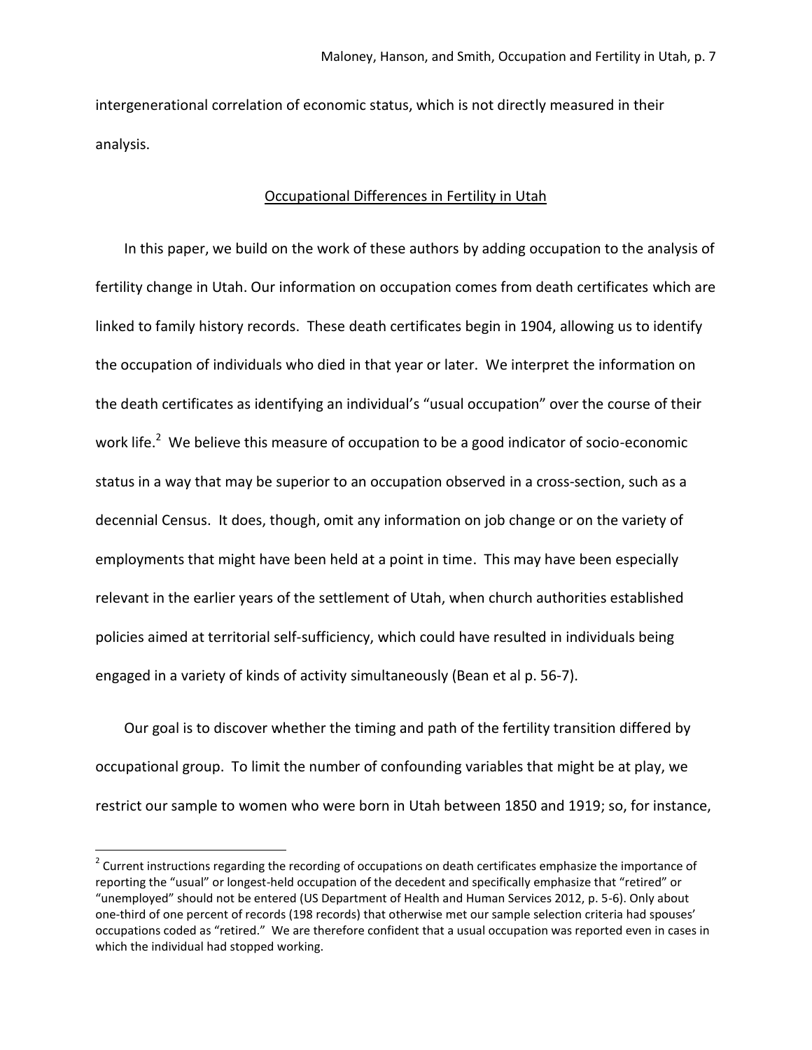intergenerational correlation of economic status, which is not directly measured in their analysis.

## Occupational Differences in Fertility in Utah

In this paper, we build on the work of these authors by adding occupation to the analysis of fertility change in Utah. Our information on occupation comes from death certificates which are linked to family history records. These death certificates begin in 1904, allowing us to identify the occupation of individuals who died in that year or later. We interpret the information on the death certificates as identifying an individual's "usual occupation" over the course of their work life.[2] We believe this measure of occupation to be a good indicator of socio-economic status in a way that may be superior to an occupation observed in a cross-section, such as a decennial Census. It does, though, omit any information on job change or on the variety of employments that might have been held at a point in time. This may have been especially relevant in the earlier years of the settlement of Utah, when church authorities established policies aimed at territorial self-sufficiency, which could have resulted in individuals being engaged in a variety of kinds of activity simultaneously (Bean et al p. 56-7).

Our goal is to discover whether the timing and path of the fertility transition differed by occupational group. To limit the number of confounding variables that might be at play, we restrict our sample to women who were born in Utah between 1850 and 1919; so, for instance,

[2] Current instructions regarding the recording of occupations on death certificates emphasize the importance of reporting the "usual" or longest-held occupation of the decedent and specifically emphasize that "retired" or "unemployed" should not be entered (US Department of Health and Human Services 2012, p. 5-6). Only about one-third of one percent of records (198 records) that otherwise met our sample selection criteria had spouses' occupations coded as "retired." We are therefore confident that a usual occupation was reported even in cases in which the individual had stopped working.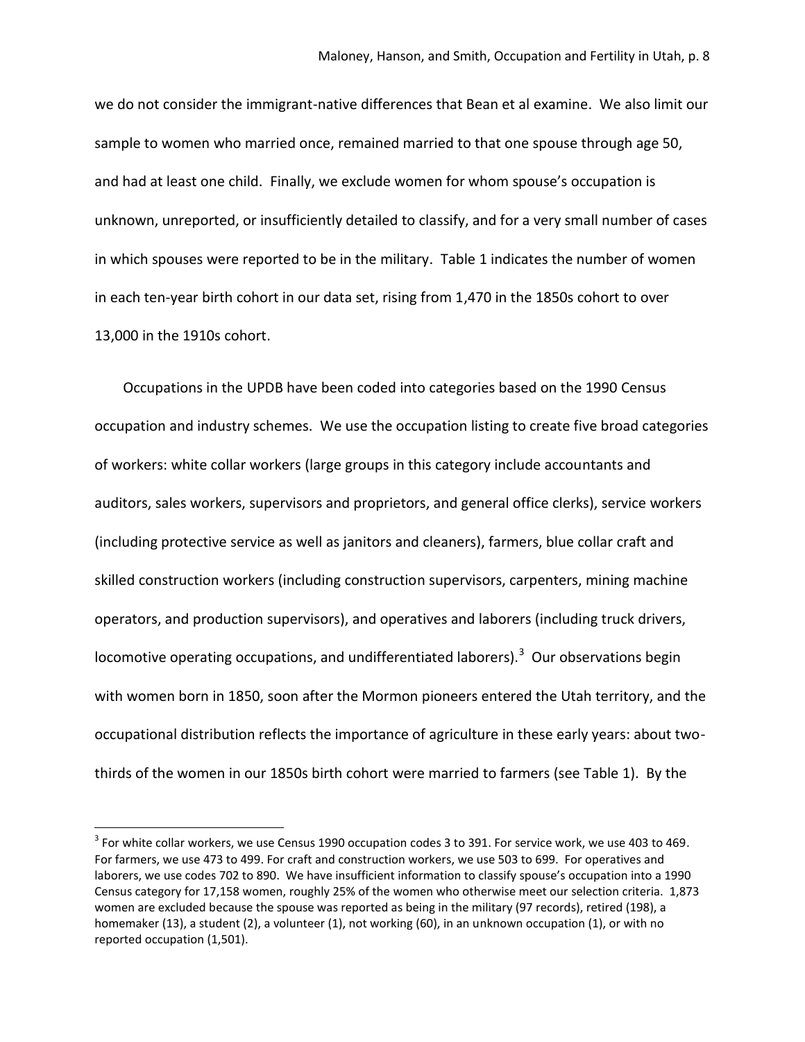we do not consider the immigrant-native differences that Bean et al examine. We also limit our sample to women who married once, remained married to that one spouse through age 50, and had at least one child. Finally, we exclude women for whom spouse's occupation is unknown, unreported, or insufficiently detailed to classify, and for a very small number of cases in which spouses were reported to be in the military. Table 1 indicates the number of women in each ten-year birth cohort in our data set, rising from 1,470 in the 1850s cohort to over 13,000 in the 1910s cohort.

Occupations in the UPDB have been coded into categories based on the 1990 Census occupation and industry schemes. We use the occupation listing to create five broad categories of workers: white collar workers (large groups in this category include accountants and auditors, sales workers, supervisors and proprietors, and general office clerks), service workers (including protective service as well as janitors and cleaners), farmers, blue collar craft and skilled construction workers (including construction supervisors, carpenters, mining machine operators, and production supervisors), and operatives and laborers (including truck drivers, locomotive operating occupations, and undifferentiated laborers).[3] Our observations begin with women born in 1850, soon after the Mormon pioneers entered the Utah territory, and the occupational distribution reflects the importance of agriculture in these early years: about two-thirds of the women in our 1850s birth cohort were married to farmers (see Table 1). By the

[3] For white collar workers, we use Census 1990 occupation codes 3 to 391. For service work, we use 403 to 469. For farmers, we use 473 to 499. For craft and construction workers, we use 503 to 699. For operatives and laborers, we use codes 702 to 890. We have insufficient information to classify spouse's occupation into a 1990 Census category for 17,158 women, roughly 25% of the women who otherwise meet our selection criteria. 1,873 women are excluded because the spouse was reported as being in the military (97 records), retired (198), a homemaker (13), a student (2), a volunteer (1), not working (60), in an unknown occupation (1), or with no reported occupation (1,501).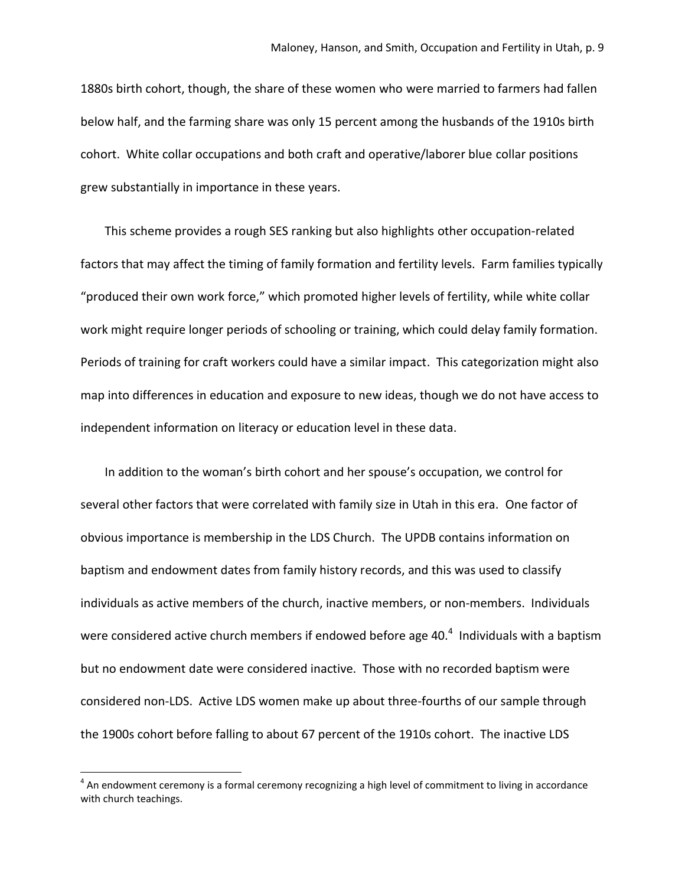1880s birth cohort, though, the share of these women who were married to farmers had fallen below half, and the farming share was only 15 percent among the husbands of the 1910s birth cohort. White collar occupations and both craft and operative/laborer blue collar positions grew substantially in importance in these years.

This scheme provides a rough SES ranking but also highlights other occupation-related factors that may affect the timing of family formation and fertility levels. Farm families typically "produced their own work force," which promoted higher levels of fertility, while white collar work might require longer periods of schooling or training, which could delay family formation. Periods of training for craft workers could have a similar impact. This categorization might also map into differences in education and exposure to new ideas, though we do not have access to independent information on literacy or education level in these data.

In addition to the woman's birth cohort and her spouse's occupation, we control for several other factors that were correlated with family size in Utah in this era. One factor of obvious importance is membership in the LDS Church. The UPDB contains information on baptism and endowment dates from family history records, and this was used to classify individuals as active members of the church, inactive members, or non-members. Individuals were considered active church members if endowed before age 40.[4] Individuals with a baptism but no endowment date were considered inactive. Those with no recorded baptism were considered non-LDS. Active LDS women make up about three-fourths of our sample through the 1900s cohort before falling to about 67 percent of the 1910s cohort. The inactive LDS

[4] An endowment ceremony is a formal ceremony recognizing a high level of commitment to living in accordance with church teachings.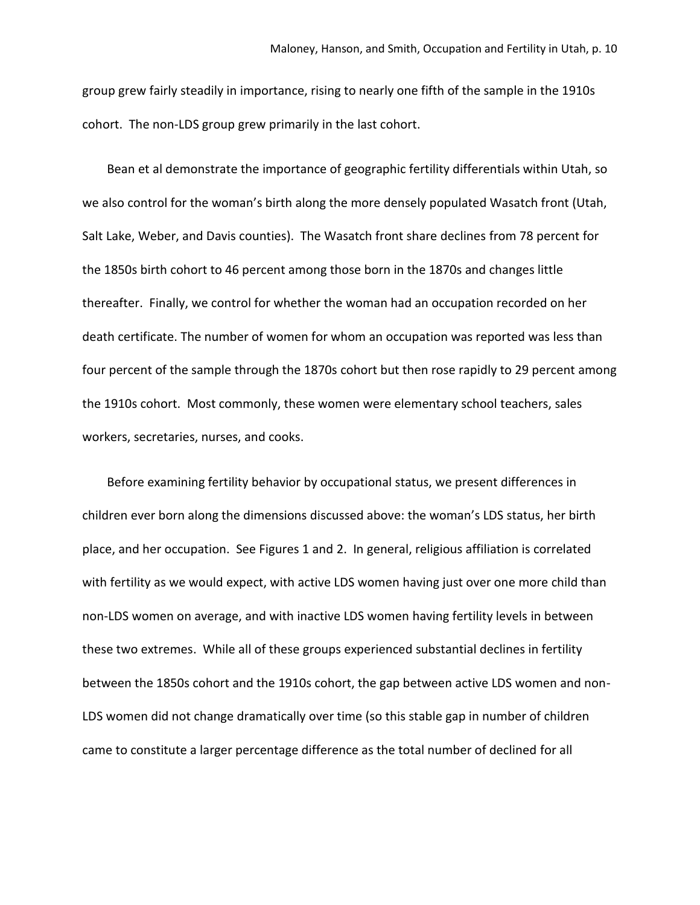group grew fairly steadily in importance, rising to nearly one fifth of the sample in the 1910s cohort. The non-LDS group grew primarily in the last cohort.

Bean et al demonstrate the importance of geographic fertility differentials within Utah, so we also control for the woman's birth along the more densely populated Wasatch front (Utah, Salt Lake, Weber, and Davis counties). The Wasatch front share declines from 78 percent for the 1850s birth cohort to 46 percent among those born in the 1870s and changes little thereafter. Finally, we control for whether the woman had an occupation recorded on her death certificate. The number of women for whom an occupation was reported was less than four percent of the sample through the 1870s cohort but then rose rapidly to 29 percent among the 1910s cohort. Most commonly, these women were elementary school teachers, sales workers, secretaries, nurses, and cooks.

Before examining fertility behavior by occupational status, we present differences in children ever born along the dimensions discussed above: the woman's LDS status, her birth place, and her occupation. See Figures 1 and 2. In general, religious affiliation is correlated with fertility as we would expect, with active LDS women having just over one more child than non-LDS women on average, and with inactive LDS women having fertility levels in between these two extremes. While all of these groups experienced substantial declines in fertility between the 1850s cohort and the 1910s cohort, the gap between active LDS women and non-LDS women did not change dramatically over time (so this stable gap in number of children came to constitute a larger percentage difference as the total number of declined for all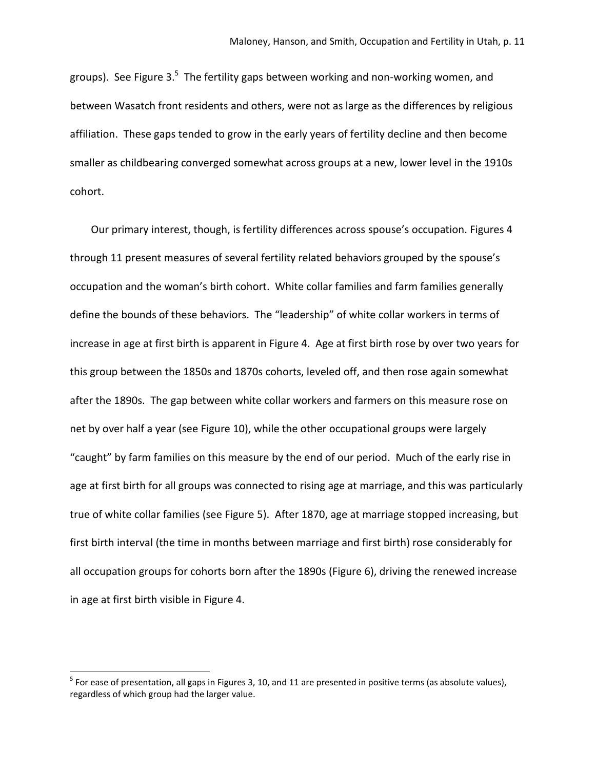groups). See Figure 3.[5] The fertility gaps between working and non-working women, and between Wasatch front residents and others, were not as large as the differences by religious affiliation. These gaps tended to grow in the early years of fertility decline and then become smaller as childbearing converged somewhat across groups at a new, lower level in the 1910s cohort.

Our primary interest, though, is fertility differences across spouse's occupation. Figures 4 through 11 present measures of several fertility related behaviors grouped by the spouse's occupation and the woman's birth cohort. White collar families and farm families generally define the bounds of these behaviors. The "leadership" of white collar workers in terms of increase in age at first birth is apparent in Figure 4. Age at first birth rose by over two years for this group between the 1850s and 1870s cohorts, leveled off, and then rose again somewhat after the 1890s. The gap between white collar workers and farmers on this measure rose on net by over half a year (see Figure 10), while the other occupational groups were largely "caught" by farm families on this measure by the end of our period. Much of the early rise in age at first birth for all groups was connected to rising age at marriage, and this was particularly true of white collar families (see Figure 5). After 1870, age at marriage stopped increasing, but first birth interval (the time in months between marriage and first birth) rose considerably for all occupation groups for cohorts born after the 1890s (Figure 6), driving the renewed increase in age at first birth visible in Figure 4.

[5] For ease of presentation, all gaps in Figures 3, 10, and 11 are presented in positive terms (as absolute values), regardless of which group had the larger value.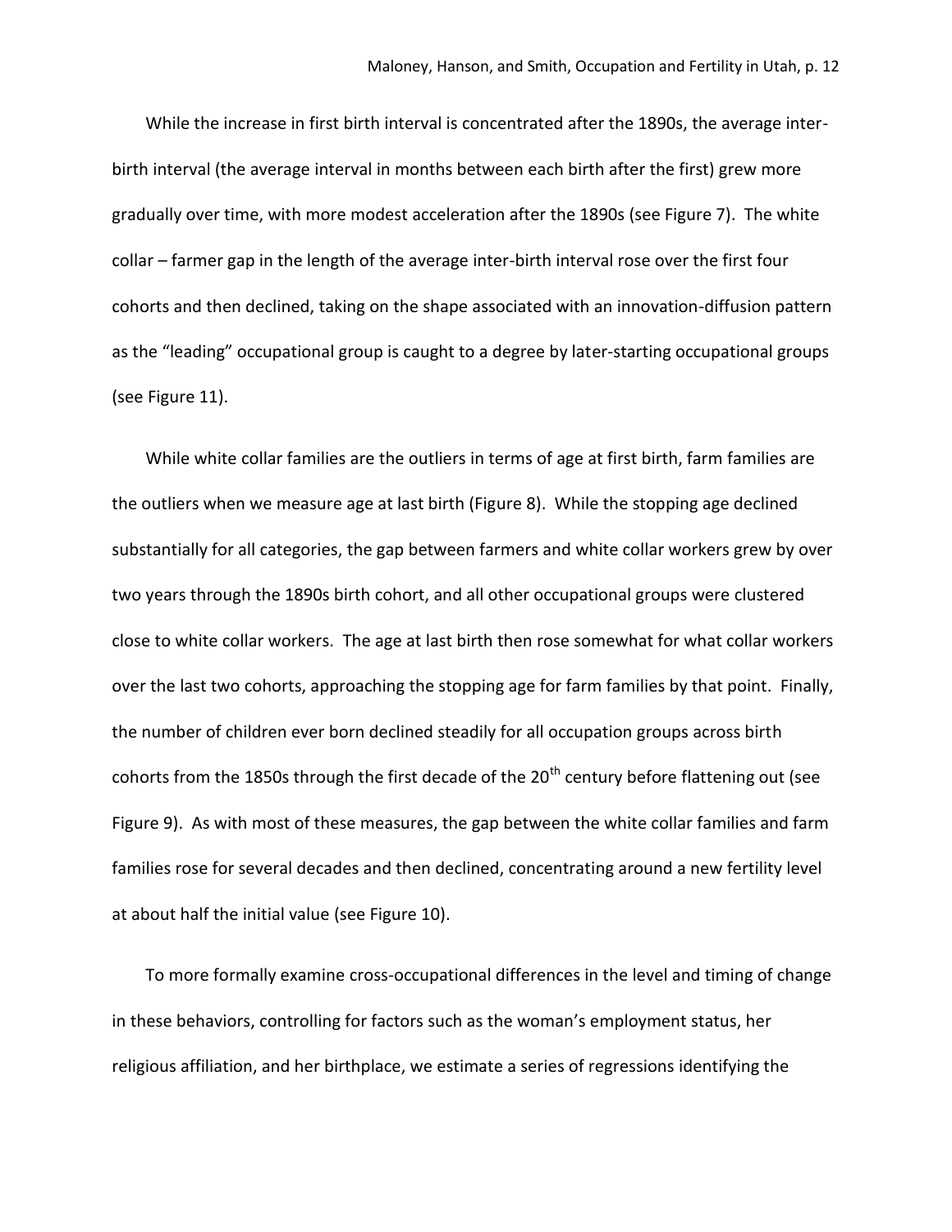While the increase in first birth interval is concentrated after the 1890s, the average inter-birth interval (the average interval in months between each birth after the first) grew more gradually over time, with more modest acceleration after the 1890s (see Figure 7). The white collar – farmer gap in the length of the average inter-birth interval rose over the first four cohorts and then declined, taking on the shape associated with an innovation-diffusion pattern as the "leading" occupational group is caught to a degree by later-starting occupational groups (see Figure 11).

While white collar families are the outliers in terms of age at first birth, farm families are the outliers when we measure age at last birth (Figure 8). While the stopping age declined substantially for all categories, the gap between farmers and white collar workers grew by over two years through the 1890s birth cohort, and all other occupational groups were clustered close to white collar workers. The age at last birth then rose somewhat for what collar workers over the last two cohorts, approaching the stopping age for farm families by that point. Finally, the number of children ever born declined steadily for all occupation groups across birth cohorts from the 1850s through the first decade of the 20th century before flattening out (see Figure 9). As with most of these measures, the gap between the white collar families and farm families rose for several decades and then declined, concentrating around a new fertility level at about half the initial value (see Figure 10).

To more formally examine cross-occupational differences in the level and timing of change in these behaviors, controlling for factors such as the woman's employment status, her religious affiliation, and her birthplace, we estimate a series of regressions identifying the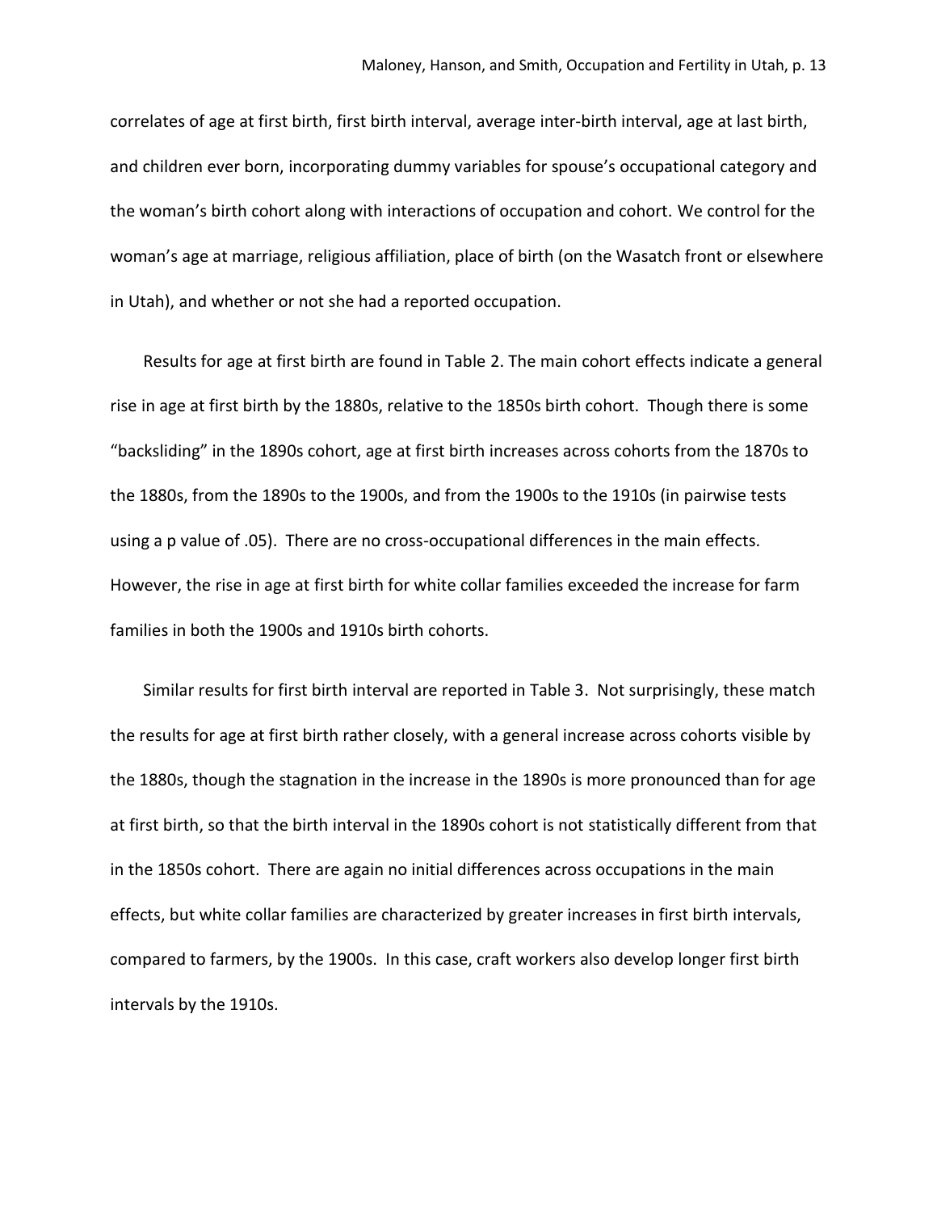correlates of age at first birth, first birth interval, average inter-birth interval, age at last birth, and children ever born, incorporating dummy variables for spouse's occupational category and the woman's birth cohort along with interactions of occupation and cohort. We control for the woman's age at marriage, religious affiliation, place of birth (on the Wasatch front or elsewhere in Utah), and whether or not she had a reported occupation.

Results for age at first birth are found in Table 2. The main cohort effects indicate a general rise in age at first birth by the 1880s, relative to the 1850s birth cohort. Though there is some "backsliding" in the 1890s cohort, age at first birth increases across cohorts from the 1870s to the 1880s, from the 1890s to the 1900s, and from the 1900s to the 1910s (in pairwise tests using a p value of .05). There are no cross-occupational differences in the main effects. However, the rise in age at first birth for white collar families exceeded the increase for farm families in both the 1900s and 1910s birth cohorts.

Similar results for first birth interval are reported in Table 3. Not surprisingly, these match the results for age at first birth rather closely, with a general increase across cohorts visible by the 1880s, though the stagnation in the increase in the 1890s is more pronounced than for age at first birth, so that the birth interval in the 1890s cohort is not statistically different from that in the 1850s cohort. There are again no initial differences across occupations in the main effects, but white collar families are characterized by greater increases in first birth intervals, compared to farmers, by the 1900s. In this case, craft workers also develop longer first birth intervals by the 1910s.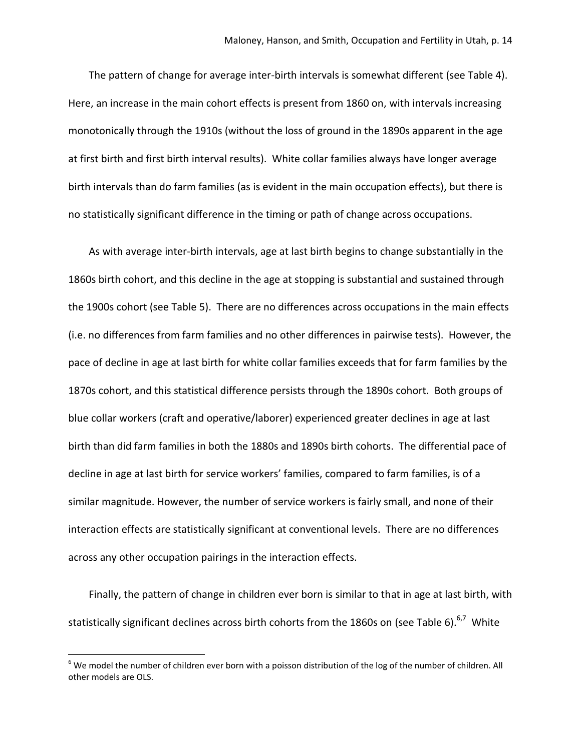The pattern of change for average inter-birth intervals is somewhat different (see Table 4). Here, an increase in the main cohort effects is present from 1860 on, with intervals increasing monotonically through the 1910s (without the loss of ground in the 1890s apparent in the age at first birth and first birth interval results). White collar families always have longer average birth intervals than do farm families (as is evident in the main occupation effects), but there is no statistically significant difference in the timing or path of change across occupations.

As with average inter-birth intervals, age at last birth begins to change substantially in the 1860s birth cohort, and this decline in the age at stopping is substantial and sustained through the 1900s cohort (see Table 5). There are no differences across occupations in the main effects (i.e. no differences from farm families and no other differences in pairwise tests). However, the pace of decline in age at last birth for white collar families exceeds that for farm families by the 1870s cohort, and this statistical difference persists through the 1890s cohort. Both groups of blue collar workers (craft and operative/laborer) experienced greater declines in age at last birth than did farm families in both the 1880s and 1890s birth cohorts. The differential pace of decline in age at last birth for service workers' families, compared to farm families, is of a similar magnitude. However, the number of service workers is fairly small, and none of their interaction effects are statistically significant at conventional levels. There are no differences across any other occupation pairings in the interaction effects.

Finally, the pattern of change in children ever born is similar to that in age at last birth, with statistically significant declines across birth cohorts from the 1860s on (see Table 6).[6,7] White

[6] We model the number of children ever born with a poisson distribution of the log of the number of children. All other models are OLS.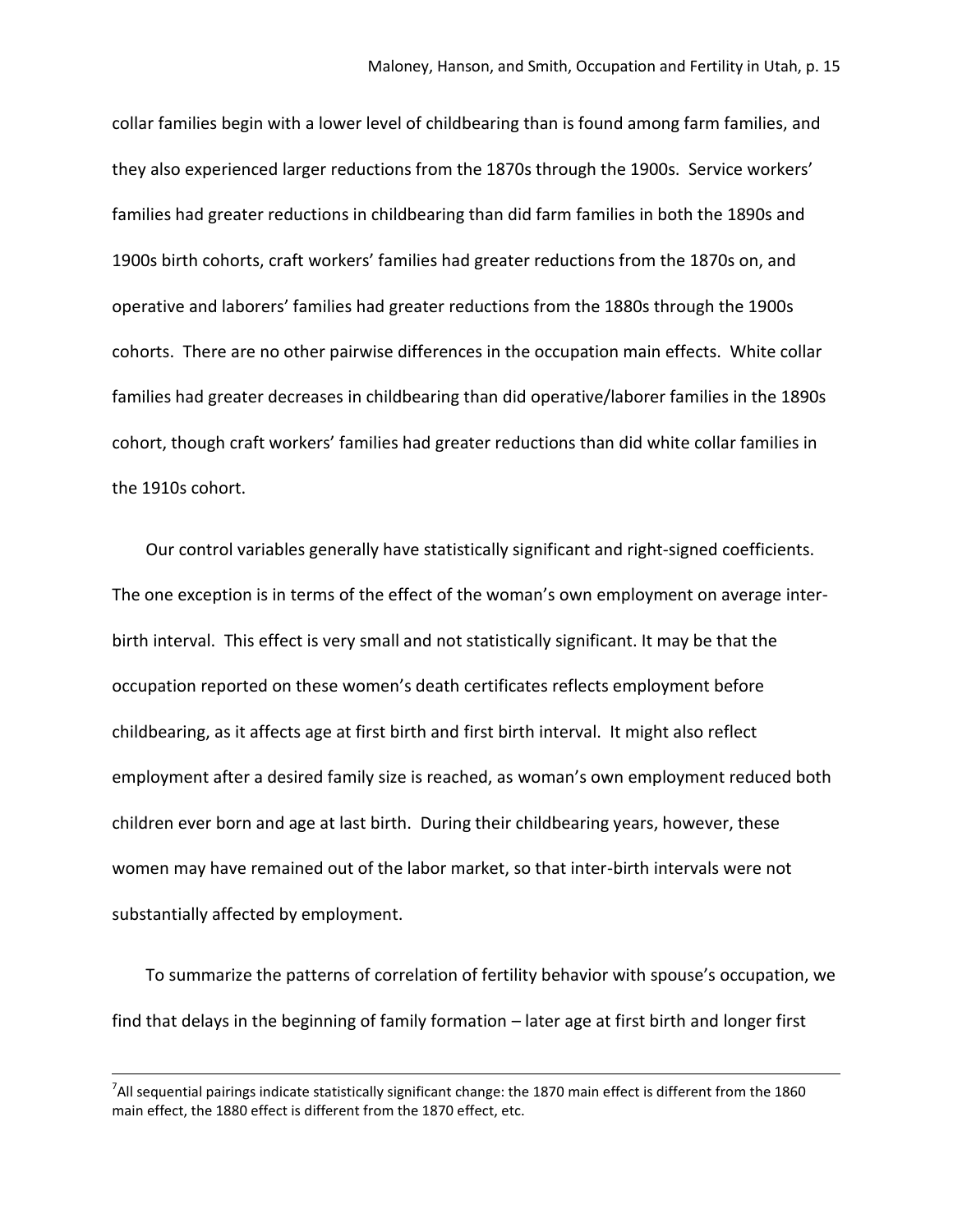collar families begin with a lower level of childbearing than is found among farm families, and they also experienced larger reductions from the 1870s through the 1900s. Service workers' families had greater reductions in childbearing than did farm families in both the 1890s and 1900s birth cohorts, craft workers' families had greater reductions from the 1870s on, and operative and laborers' families had greater reductions from the 1880s through the 1900s cohorts. There are no other pairwise differences in the occupation main effects. White collar families had greater decreases in childbearing than did operative/laborer families in the 1890s cohort, though craft workers' families had greater reductions than did white collar families in the 1910s cohort.

Our control variables generally have statistically significant and right-signed coefficients. The one exception is in terms of the effect of the woman's own employment on average inter-birth interval. This effect is very small and not statistically significant. It may be that the occupation reported on these women's death certificates reflects employment before childbearing, as it affects age at first birth and first birth interval. It might also reflect employment after a desired family size is reached, as woman's own employment reduced both children ever born and age at last birth. During their childbearing years, however, these women may have remained out of the labor market, so that inter-birth intervals were not substantially affected by employment.

To summarize the patterns of correlation of fertility behavior with spouse's occupation, we find that delays in the beginning of family formation – later age at first birth and longer first

---

[7]All sequential pairings indicate statistically significant change: the 1870 main effect is different from the 1860 main effect, the 1880 effect is different from the 1870 effect, etc.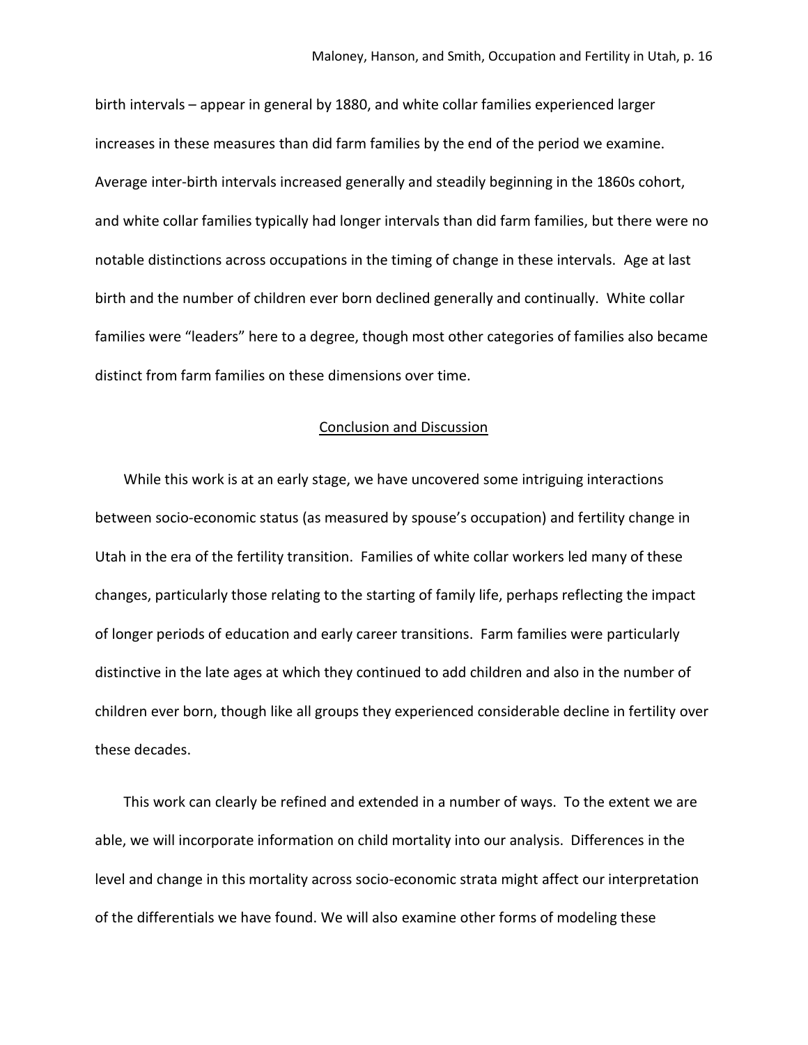birth intervals – appear in general by 1880, and white collar families experienced larger increases in these measures than did farm families by the end of the period we examine. Average inter-birth intervals increased generally and steadily beginning in the 1860s cohort, and white collar families typically had longer intervals than did farm families, but there were no notable distinctions across occupations in the timing of change in these intervals. Age at last birth and the number of children ever born declined generally and continually. White collar families were "leaders" here to a degree, though most other categories of families also became distinct from farm families on these dimensions over time.

## Conclusion and Discussion

While this work is at an early stage, we have uncovered some intriguing interactions between socio-economic status (as measured by spouse's occupation) and fertility change in Utah in the era of the fertility transition. Families of white collar workers led many of these changes, particularly those relating to the starting of family life, perhaps reflecting the impact of longer periods of education and early career transitions. Farm families were particularly distinctive in the late ages at which they continued to add children and also in the number of children ever born, though like all groups they experienced considerable decline in fertility over these decades.

This work can clearly be refined and extended in a number of ways. To the extent we are able, we will incorporate information on child mortality into our analysis. Differences in the level and change in this mortality across socio-economic strata might affect our interpretation of the differentials we have found. We will also examine other forms of modeling these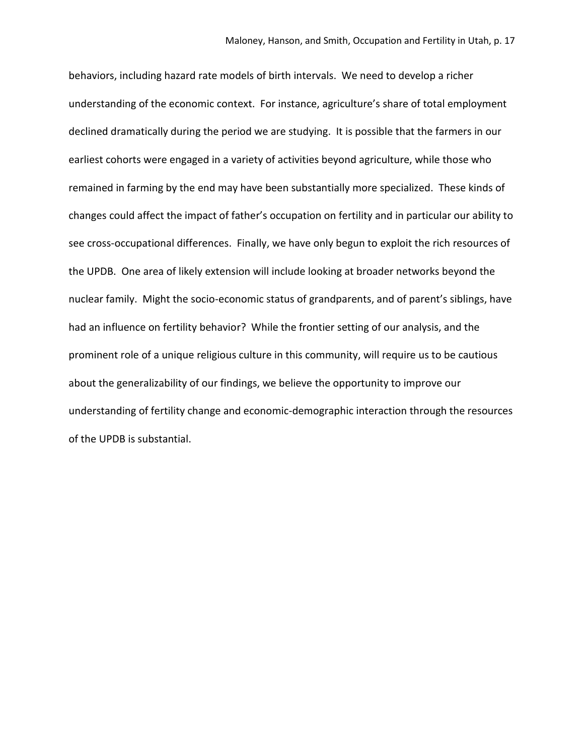behaviors, including hazard rate models of birth intervals. We need to develop a richer understanding of the economic context. For instance, agriculture's share of total employment declined dramatically during the period we are studying. It is possible that the farmers in our earliest cohorts were engaged in a variety of activities beyond agriculture, while those who remained in farming by the end may have been substantially more specialized. These kinds of changes could affect the impact of father's occupation on fertility and in particular our ability to see cross-occupational differences. Finally, we have only begun to exploit the rich resources of the UPDB. One area of likely extension will include looking at broader networks beyond the nuclear family. Might the socio-economic status of grandparents, and of parent's siblings, have had an influence on fertility behavior? While the frontier setting of our analysis, and the prominent role of a unique religious culture in this community, will require us to be cautious about the generalizability of our findings, we believe the opportunity to improve our understanding of fertility change and economic-demographic interaction through the resources of the UPDB is substantial.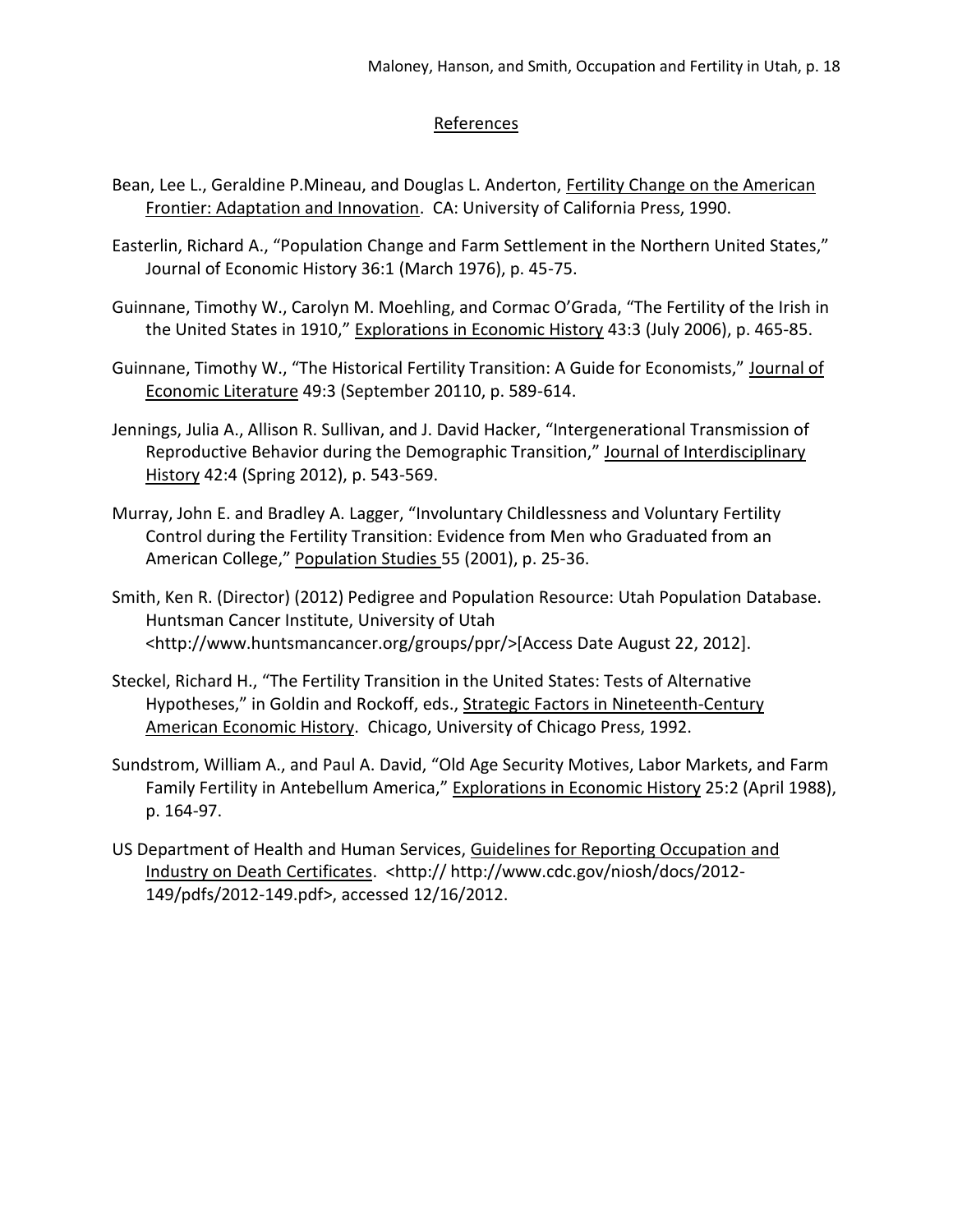## References

Bean, Lee L., Geraldine P.Mineau, and Douglas L. Anderton, Fertility Change on the American Frontier: Adaptation and Innovation. CA: University of California Press, 1990.

Easterlin, Richard A., "Population Change and Farm Settlement in the Northern United States," Journal of Economic History 36:1 (March 1976), p. 45-75.

Guinnane, Timothy W., Carolyn M. Moehling, and Cormac O'Grada, "The Fertility of the Irish in the United States in 1910," Explorations in Economic History 43:3 (July 2006), p. 465-85.

Guinnane, Timothy W., "The Historical Fertility Transition: A Guide for Economists," Journal of Economic Literature 49:3 (September 20110, p. 589-614.

Jennings, Julia A., Allison R. Sullivan, and J. David Hacker, "Intergenerational Transmission of Reproductive Behavior during the Demographic Transition," Journal of Interdisciplinary History 42:4 (Spring 2012), p. 543-569.

Murray, John E. and Bradley A. Lagger, "Involuntary Childlessness and Voluntary Fertility Control during the Fertility Transition: Evidence from Men who Graduated from an American College," Population Studies 55 (2001), p. 25-36.

Smith, Ken R. (Director) (2012) Pedigree and Population Resource: Utah Population Database. Huntsman Cancer Institute, University of Utah <http://www.huntsmancancer.org/groups/ppr/>[Access Date August 22, 2012].

Steckel, Richard H., "The Fertility Transition in the United States: Tests of Alternative Hypotheses," in Goldin and Rockoff, eds., Strategic Factors in Nineteenth-Century American Economic History. Chicago, University of Chicago Press, 1992.

Sundstrom, William A., and Paul A. David, "Old Age Security Motives, Labor Markets, and Farm Family Fertility in Antebellum America," Explorations in Economic History 25:2 (April 1988), p. 164-97.

US Department of Health and Human Services, Guidelines for Reporting Occupation and Industry on Death Certificates. <http:// http://www.cdc.gov/niosh/docs/2012-149/pdfs/2012-149.pdf>, accessed 12/16/2012.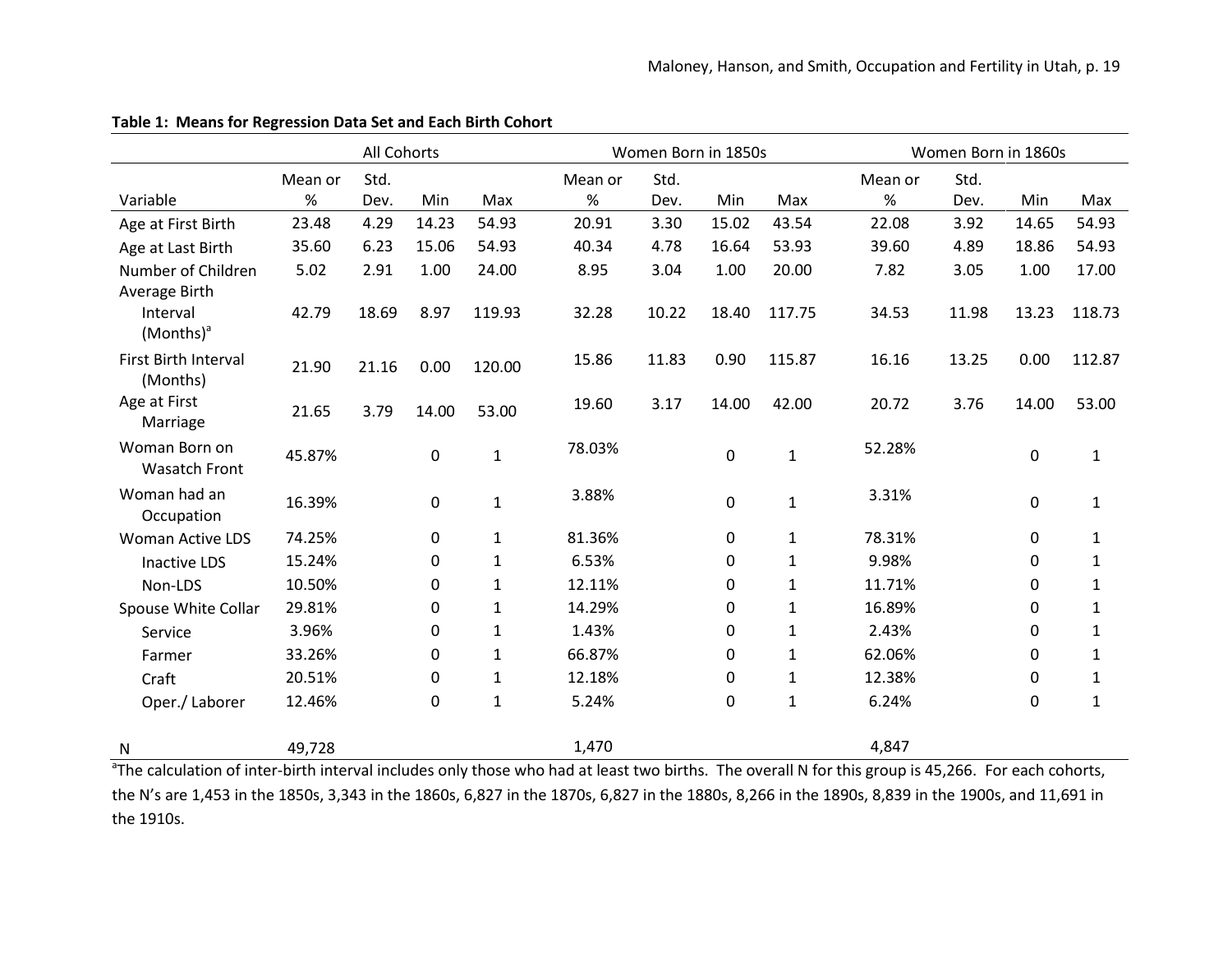**Table 1: Means for Regression Data Set and Each Birth Cohort**

| | All Cohorts | | | | Women Born in 1850s | | | | Women Born in 1860s | | | |
|---|---|---|---|---|---|---|---|---|---|---|---|---|
| Variable | Mean or % | Std. Dev. | Min | Max | Mean or % | Std. Dev. | Min | Max | Mean or % | Std. Dev. | Min | Max |
| Age at First Birth | 23.48 | 4.29 | 14.23 | 54.93 | 20.91 | 3.30 | 15.02 | 43.54 | 22.08 | 3.92 | 14.65 | 54.93 |
| Age at Last Birth | 35.60 | 6.23 | 15.06 | 54.93 | 40.34 | 4.78 | 16.64 | 53.93 | 39.60 | 4.89 | 18.86 | 54.93 |
| Number of Children | 5.02 | 2.91 | 1.00 | 24.00 | 8.95 | 3.04 | 1.00 | 20.00 | 7.82 | 3.05 | 1.00 | 17.00 |
| Average Birth Interval (Months)[a] | 42.79 | 18.69 | 8.97 | 119.93 | 32.28 | 10.22 | 18.40 | 117.75 | 34.53 | 11.98 | 13.23 | 118.73 |
| First Birth Interval (Months) | 21.90 | 21.16 | 0.00 | 120.00 | 15.86 | 11.83 | 0.90 | 115.87 | 16.16 | 13.25 | 0.00 | 112.87 |
| Age at First Marriage | 21.65 | 3.79 | 14.00 | 53.00 | 19.60 | 3.17 | 14.00 | 42.00 | 20.72 | 3.76 | 14.00 | 53.00 |
| Woman Born on Wasatch Front | 45.87% | | 0 | 1 | 78.03% | | 0 | 1 | 52.28% | | 0 | 1 |
| Woman had an Occupation | 16.39% | | 0 | 1 | 3.88% | | 0 | 1 | 3.31% | | 0 | 1 |
| Woman Active LDS | 74.25% | | 0 | 1 | 81.36% | | 0 | 1 | 78.31% | | 0 | 1 |
| Inactive LDS | 15.24% | | 0 | 1 | 6.53% | | 0 | 1 | 9.98% | | 0 | 1 |
| Non-LDS | 10.50% | | 0 | 1 | 12.11% | | 0 | 1 | 11.71% | | 0 | 1 |
| Spouse White Collar | 29.81% | | 0 | 1 | 14.29% | | 0 | 1 | 16.89% | | 0 | 1 |
| Service | 3.96% | | 0 | 1 | 1.43% | | 0 | 1 | 2.43% | | 0 | 1 |
| Farmer | 33.26% | | 0 | 1 | 66.87% | | 0 | 1 | 62.06% | | 0 | 1 |
| Craft | 20.51% | | 0 | 1 | 12.18% | | 0 | 1 | 12.38% | | 0 | 1 |
| Oper./ Laborer | 12.46% | | 0 | 1 | 5.24% | | 0 | 1 | 6.24% | | 0 | 1 |
| N | 49,728 | | | | 1,470 | | | | 4,847 | | | |

[a]The calculation of inter-birth interval includes only those who had at least two births. The overall N for this group is 45,266. For each cohorts, the N's are 1,453 in the 1850s, 3,343 in the 1860s, 6,827 in the 1870s, 6,827 in the 1880s, 8,266 in the 1890s, 8,839 in the 1900s, and 11,691 in the 1910s.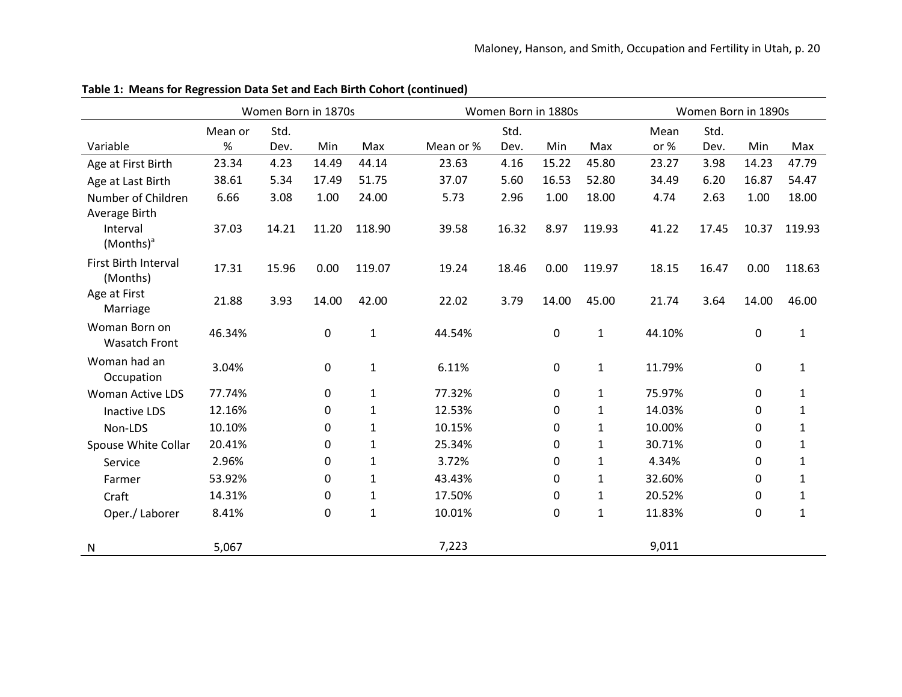**Table 1: Means for Regression Data Set and Each Birth Cohort (continued)**

| | Women Born in 1870s | | | | Women Born in 1880s | | | | Women Born in 1890s | | | |
|---|---|---|---|---|---|---|---|---|---|---|---|---|
| Variable | Mean or % | Std. Dev. | Min | Max | Mean or % | Std. Dev. | Min | Max | Mean or % | Std. Dev. | Min | Max |
| Age at First Birth | 23.34 | 4.23 | 14.49 | 44.14 | 23.63 | 4.16 | 15.22 | 45.80 | 23.27 | 3.98 | 14.23 | 47.79 |
| Age at Last Birth | 38.61 | 5.34 | 17.49 | 51.75 | 37.07 | 5.60 | 16.53 | 52.80 | 34.49 | 6.20 | 16.87 | 54.47 |
| Number of Children | 6.66 | 3.08 | 1.00 | 24.00 | 5.73 | 2.96 | 1.00 | 18.00 | 4.74 | 2.63 | 1.00 | 18.00 |
| Average Birth Interval (Months)[a] | 37.03 | 14.21 | 11.20 | 118.90 | 39.58 | 16.32 | 8.97 | 119.93 | 41.22 | 17.45 | 10.37 | 119.93 |
| First Birth Interval (Months) | 17.31 | 15.96 | 0.00 | 119.07 | 19.24 | 18.46 | 0.00 | 119.97 | 18.15 | 16.47 | 0.00 | 118.63 |
| Age at First Marriage | 21.88 | 3.93 | 14.00 | 42.00 | 22.02 | 3.79 | 14.00 | 45.00 | 21.74 | 3.64 | 14.00 | 46.00 |
| Woman Born on Wasatch Front | 46.34% | | 0 | 1 | 44.54% | | 0 | 1 | 44.10% | | 0 | 1 |
| Woman had an Occupation | 3.04% | | 0 | 1 | 6.11% | | 0 | 1 | 11.79% | | 0 | 1 |
| Woman Active LDS | 77.74% | | 0 | 1 | 77.32% | | 0 | 1 | 75.97% | | 0 | 1 |
| Inactive LDS | 12.16% | | 0 | 1 | 12.53% | | 0 | 1 | 14.03% | | 0 | 1 |
| Non-LDS | 10.10% | | 0 | 1 | 10.15% | | 0 | 1 | 10.00% | | 0 | 1 |
| Spouse White Collar | 20.41% | | 0 | 1 | 25.34% | | 0 | 1 | 30.71% | | 0 | 1 |
| Service | 2.96% | | 0 | 1 | 3.72% | | 0 | 1 | 4.34% | | 0 | 1 |
| Farmer | 53.92% | | 0 | 1 | 43.43% | | 0 | 1 | 32.60% | | 0 | 1 |
| Craft | 14.31% | | 0 | 1 | 17.50% | | 0 | 1 | 20.52% | | 0 | 1 |
| Oper./ Laborer | 8.41% | | 0 | 1 | 10.01% | | 0 | 1 | 11.83% | | 0 | 1 |
| N | 5,067 | | | | 7,223 | | | | 9,011 | | | |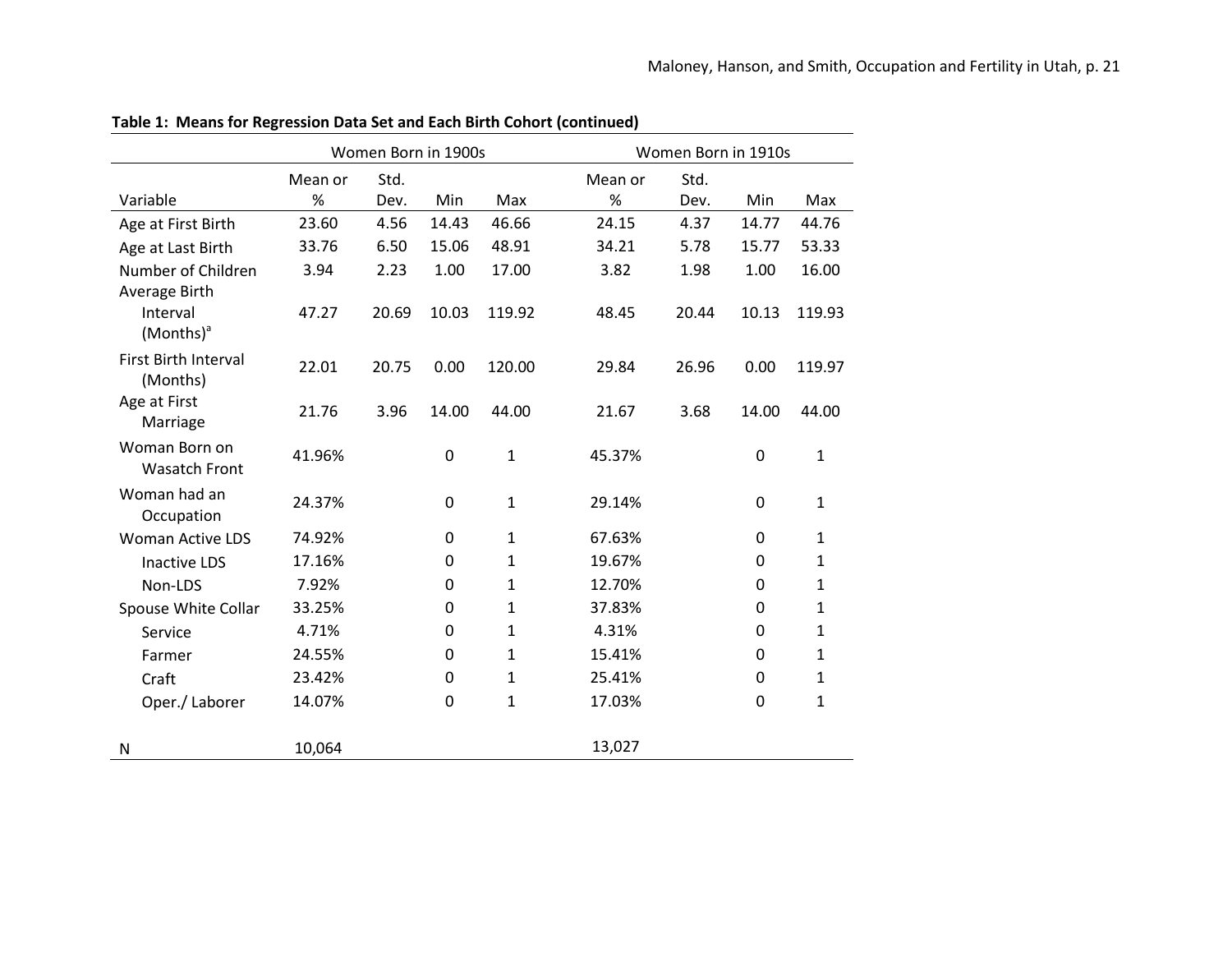**Table 1: Means for Regression Data Set and Each Birth Cohort (continued)**

| | Women Born in 1900s | | | | Women Born in 1910s | | | |
|---|---|---|---|---|---|---|---|---|
| Variable | Mean or % | Std. Dev. | Min | Max | Mean or % | Std. Dev. | Min | Max |
| Age at First Birth | 23.60 | 4.56 | 14.43 | 46.66 | 24.15 | 4.37 | 14.77 | 44.76 |
| Age at Last Birth | 33.76 | 6.50 | 15.06 | 48.91 | 34.21 | 5.78 | 15.77 | 53.33 |
| Number of Children | 3.94 | 2.23 | 1.00 | 17.00 | 3.82 | 1.98 | 1.00 | 16.00 |
| Average Birth Interval (Months)[a] | 47.27 | 20.69 | 10.03 | 119.92 | 48.45 | 20.44 | 10.13 | 119.93 |
| First Birth Interval (Months) | 22.01 | 20.75 | 0.00 | 120.00 | 29.84 | 26.96 | 0.00 | 119.97 |
| Age at First Marriage | 21.76 | 3.96 | 14.00 | 44.00 | 21.67 | 3.68 | 14.00 | 44.00 |
| Woman Born on Wasatch Front | 41.96% | | 0 | 1 | 45.37% | | 0 | 1 |
| Woman had an Occupation | 24.37% | | 0 | 1 | 29.14% | | 0 | 1 |
| Woman Active LDS | 74.92% | | 0 | 1 | 67.63% | | 0 | 1 |
| Inactive LDS | 17.16% | | 0 | 1 | 19.67% | | 0 | 1 |
| Non-LDS | 7.92% | | 0 | 1 | 12.70% | | 0 | 1 |
| Spouse White Collar | 33.25% | | 0 | 1 | 37.83% | | 0 | 1 |
| Service | 4.71% | | 0 | 1 | 4.31% | | 0 | 1 |
| Farmer | 24.55% | | 0 | 1 | 15.41% | | 0 | 1 |
| Craft | 23.42% | | 0 | 1 | 25.41% | | 0 | 1 |
| Oper./ Laborer | 14.07% | | 0 | 1 | 17.03% | | 0 | 1 |
| N | 10,064 | | | | 13,027 | | | |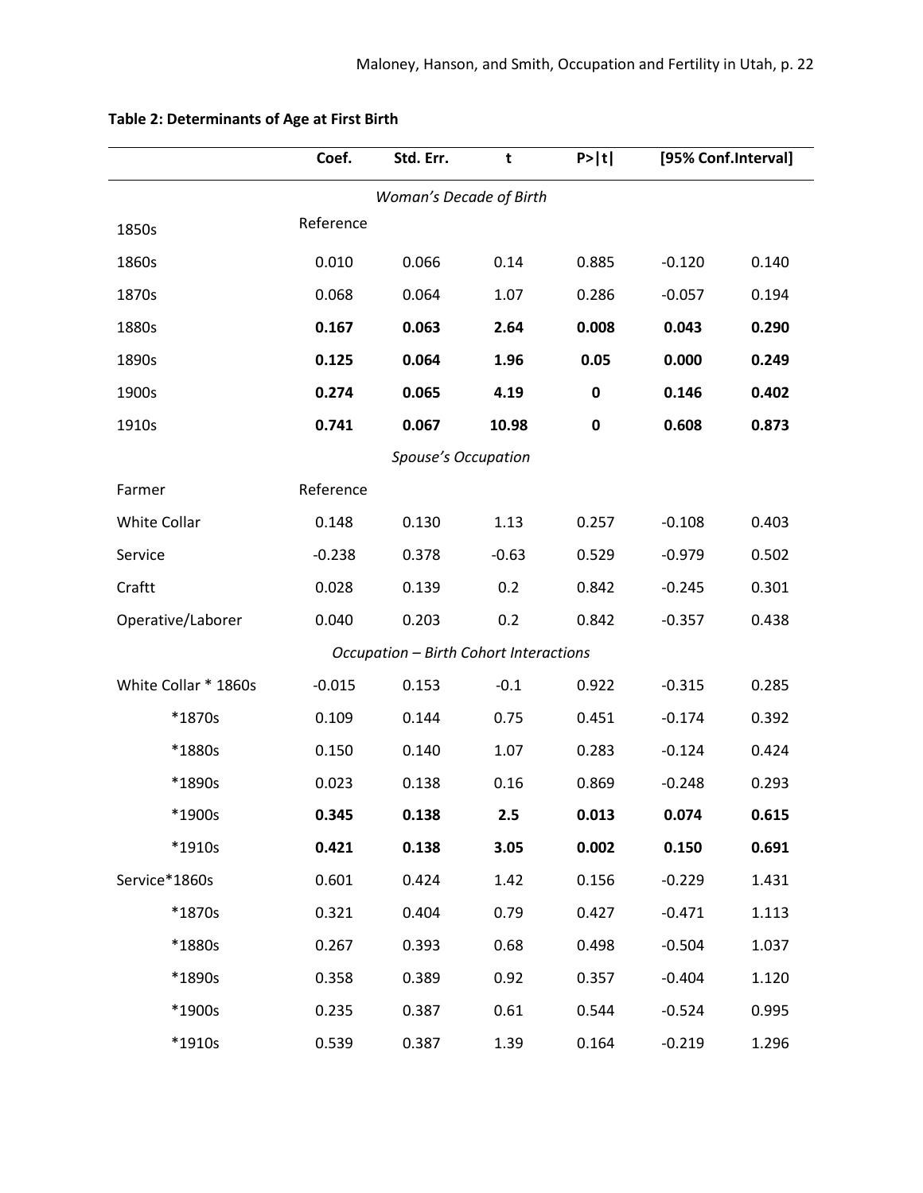**Table 2: Determinants of Age at First Birth**

| | Coef. | Std. Err. | t | P>\|t\| | [95% Conf.Interval] | |
|---|---|---|---|---|---|---|
| *Woman's Decade of Birth* | | | | | | |
| 1850s | Reference | | | | | |
| 1860s | 0.010 | 0.066 | 0.14 | 0.885 | -0.120 | 0.140 |
| 1870s | 0.068 | 0.064 | 1.07 | 0.286 | -0.057 | 0.194 |
| 1880s | **0.167** | **0.063** | **2.64** | **0.008** | **0.043** | **0.290** |
| 1890s | **0.125** | **0.064** | **1.96** | **0.05** | **0.000** | **0.249** |
| 1900s | **0.274** | **0.065** | **4.19** | **0** | **0.146** | **0.402** |
| 1910s | **0.741** | **0.067** | **10.98** | **0** | **0.608** | **0.873** |
| *Spouse's Occupation* | | | | | | |
| Farmer | Reference | | | | | |
| White Collar | 0.148 | 0.130 | 1.13 | 0.257 | -0.108 | 0.403 |
| Service | -0.238 | 0.378 | -0.63 | 0.529 | -0.979 | 0.502 |
| Craftt | 0.028 | 0.139 | 0.2 | 0.842 | -0.245 | 0.301 |
| Operative/Laborer | 0.040 | 0.203 | 0.2 | 0.842 | -0.357 | 0.438 |
| *Occupation – Birth Cohort Interactions* | | | | | | |
| White Collar * 1860s | -0.015 | 0.153 | -0.1 | 0.922 | -0.315 | 0.285 |
| *1870s | 0.109 | 0.144 | 0.75 | 0.451 | -0.174 | 0.392 |
| *1880s | 0.150 | 0.140 | 1.07 | 0.283 | -0.124 | 0.424 |
| *1890s | 0.023 | 0.138 | 0.16 | 0.869 | -0.248 | 0.293 |
| *1900s | **0.345** | **0.138** | **2.5** | **0.013** | **0.074** | **0.615** |
| *1910s | **0.421** | **0.138** | **3.05** | **0.002** | **0.150** | **0.691** |
| Service*1860s | 0.601 | 0.424 | 1.42 | 0.156 | -0.229 | 1.431 |
| *1870s | 0.321 | 0.404 | 0.79 | 0.427 | -0.471 | 1.113 |
| *1880s | 0.267 | 0.393 | 0.68 | 0.498 | -0.504 | 1.037 |
| *1890s | 0.358 | 0.389 | 0.92 | 0.357 | -0.404 | 1.120 |
| *1900s | 0.235 | 0.387 | 0.61 | 0.544 | -0.524 | 0.995 |
| *1910s | 0.539 | 0.387 | 1.39 | 0.164 | -0.219 | 1.296 |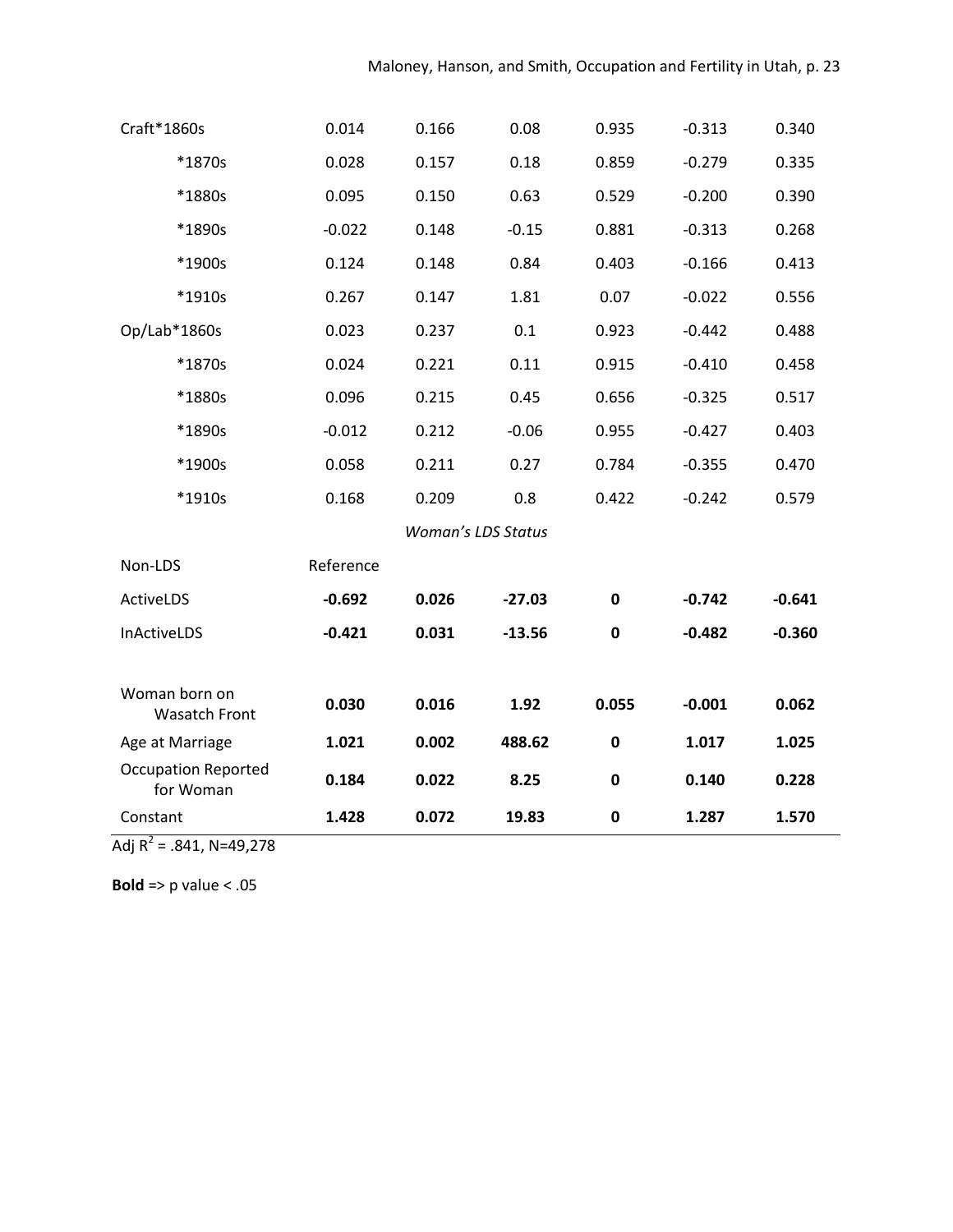| | | | | | | |
|---|---|---|---|---|---|---|
| Craft*1860s | 0.014 | 0.166 | 0.08 | 0.935 | -0.313 | 0.340 |
| *1870s | 0.028 | 0.157 | 0.18 | 0.859 | -0.279 | 0.335 |
| *1880s | 0.095 | 0.150 | 0.63 | 0.529 | -0.200 | 0.390 |
| *1890s | -0.022 | 0.148 | -0.15 | 0.881 | -0.313 | 0.268 |
| *1900s | 0.124 | 0.148 | 0.84 | 0.403 | -0.166 | 0.413 |
| *1910s | 0.267 | 0.147 | 1.81 | 0.07 | -0.022 | 0.556 |
| Op/Lab*1860s | 0.023 | 0.237 | 0.1 | 0.923 | -0.442 | 0.488 |
| *1870s | 0.024 | 0.221 | 0.11 | 0.915 | -0.410 | 0.458 |
| *1880s | 0.096 | 0.215 | 0.45 | 0.656 | -0.325 | 0.517 |
| *1890s | -0.012 | 0.212 | -0.06 | 0.955 | -0.427 | 0.403 |
| *1900s | 0.058 | 0.211 | 0.27 | 0.784 | -0.355 | 0.470 |
| *1910s | 0.168 | 0.209 | 0.8 | 0.422 | -0.242 | 0.579 |
| | | | *Woman's LDS Status* | | | |
| Non-LDS | Reference | | | | | |
| ActiveLDS | **-0.692** | **0.026** | **-27.03** | **0** | **-0.742** | **-0.641** |
| InActiveLDS | **-0.421** | **0.031** | **-13.56** | **0** | **-0.482** | **-0.360** |
| | | | | | | |
| Woman born on Wasatch Front | **0.030** | **0.016** | **1.92** | **0.055** | **-0.001** | **0.062** |
| Age at Marriage | **1.021** | **0.002** | **488.62** | **0** | **1.017** | **1.025** |
| Occupation Reported for Woman | **0.184** | **0.022** | **8.25** | **0** | **0.140** | **0.228** |
| Constant | **1.428** | **0.072** | **19.83** | **0** | **1.287** | **1.570** |

Adj $R^2$ = .841, N=49,278

**Bold** => p value < .05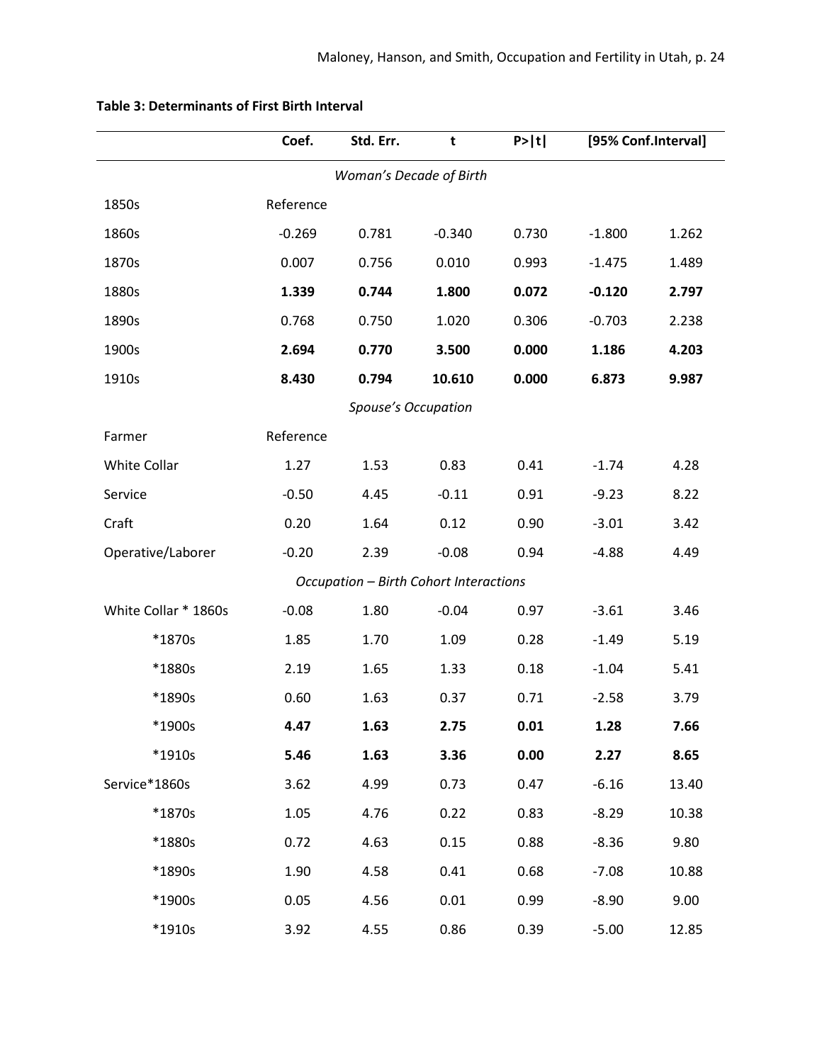**Table 3: Determinants of First Birth Interval**

| | Coef. | Std. Err. | t | P>\|t\| | [95% Conf.Interval] | |
|---|---|---|---|---|---|---|
| | | | *Woman's Decade of Birth* | | | |
| 1850s | Reference | | | | | |
| 1860s | -0.269 | 0.781 | -0.340 | 0.730 | -1.800 | 1.262 |
| 1870s | 0.007 | 0.756 | 0.010 | 0.993 | -1.475 | 1.489 |
| **1880s** | **1.339** | **0.744** | **1.800** | **0.072** | **-0.120** | **2.797** |
| 1890s | 0.768 | 0.750 | 1.020 | 0.306 | -0.703 | 2.238 |
| **1900s** | **2.694** | **0.770** | **3.500** | **0.000** | **1.186** | **4.203** |
| **1910s** | **8.430** | **0.794** | **10.610** | **0.000** | **6.873** | **9.987** |
| | | | *Spouse's Occupation* | | | |
| Farmer | Reference | | | | | |
| White Collar | 1.27 | 1.53 | 0.83 | 0.41 | -1.74 | 4.28 |
| Service | -0.50 | 4.45 | -0.11 | 0.91 | -9.23 | 8.22 |
| Craft | 0.20 | 1.64 | 0.12 | 0.90 | -3.01 | 3.42 |
| Operative/Laborer | -0.20 | 2.39 | -0.08 | 0.94 | -4.88 | 4.49 |
| | | | *Occupation – Birth Cohort Interactions* | | | |
| White Collar * 1860s | -0.08 | 1.80 | -0.04 | 0.97 | -3.61 | 3.46 |
| *1870s | 1.85 | 1.70 | 1.09 | 0.28 | -1.49 | 5.19 |
| *1880s | 2.19 | 1.65 | 1.33 | 0.18 | -1.04 | 5.41 |
| *1890s | 0.60 | 1.63 | 0.37 | 0.71 | -2.58 | 3.79 |
| ***1900s** | **4.47** | **1.63** | **2.75** | **0.01** | **1.28** | **7.66** |
| ***1910s** | **5.46** | **1.63** | **3.36** | **0.00** | **2.27** | **8.65** |
| Service*1860s | 3.62 | 4.99 | 0.73 | 0.47 | -6.16 | 13.40 |
| *1870s | 1.05 | 4.76 | 0.22 | 0.83 | -8.29 | 10.38 |
| *1880s | 0.72 | 4.63 | 0.15 | 0.88 | -8.36 | 9.80 |
| *1890s | 1.90 | 4.58 | 0.41 | 0.68 | -7.08 | 10.88 |
| *1900s | 0.05 | 4.56 | 0.01 | 0.99 | -8.90 | 9.00 |
| *1910s | 3.92 | 4.55 | 0.86 | 0.39 | -5.00 | 12.85 |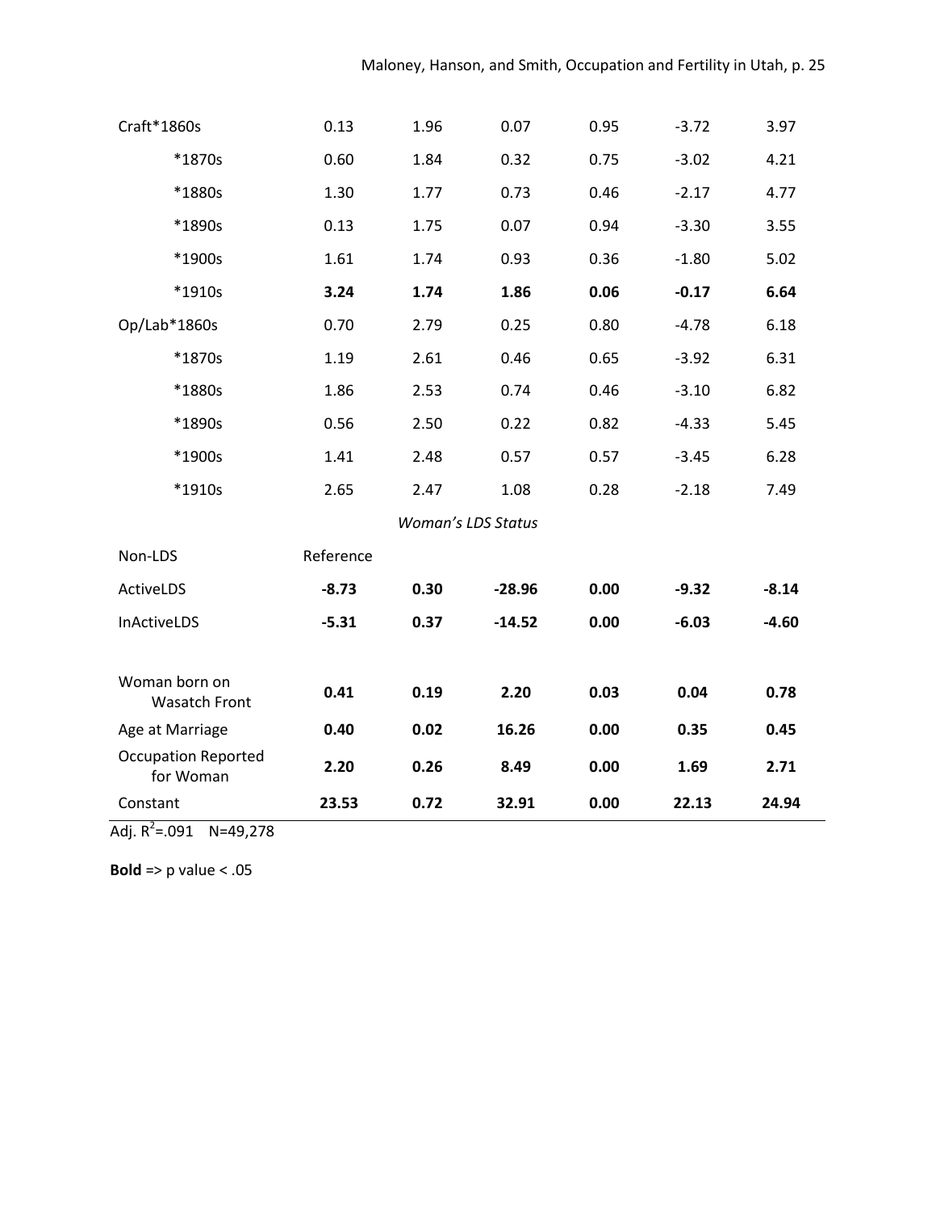| | | | | | | |
|---|---|---|---|---|---|---|
| Craft*1860s | 0.13 | 1.96 | 0.07 | 0.95 | -3.72 | 3.97 |
| *1870s | 0.60 | 1.84 | 0.32 | 0.75 | -3.02 | 4.21 |
| *1880s | 1.30 | 1.77 | 0.73 | 0.46 | -2.17 | 4.77 |
| *1890s | 0.13 | 1.75 | 0.07 | 0.94 | -3.30 | 3.55 |
| *1900s | 1.61 | 1.74 | 0.93 | 0.36 | -1.80 | 5.02 |
| *1910s | **3.24** | **1.74** | **1.86** | **0.06** | **-0.17** | **6.64** |
| Op/Lab*1860s | 0.70 | 2.79 | 0.25 | 0.80 | -4.78 | 6.18 |
| *1870s | 1.19 | 2.61 | 0.46 | 0.65 | -3.92 | 6.31 |
| *1880s | 1.86 | 2.53 | 0.74 | 0.46 | -3.10 | 6.82 |
| *1890s | 0.56 | 2.50 | 0.22 | 0.82 | -4.33 | 5.45 |
| *1900s | 1.41 | 2.48 | 0.57 | 0.57 | -3.45 | 6.28 |
| *1910s | 2.65 | 2.47 | 1.08 | 0.28 | -2.18 | 7.49 |
| | | | *Woman's LDS Status* | | | |
| Non-LDS | Reference | | | | | |
| ActiveLDS | **-8.73** | **0.30** | **-28.96** | **0.00** | **-9.32** | **-8.14** |
| InActiveLDS | **-5.31** | **0.37** | **-14.52** | **0.00** | **-6.03** | **-4.60** |
| | | | | | | |
| Woman born on Wasatch Front | **0.41** | **0.19** | **2.20** | **0.03** | **0.04** | **0.78** |
| Age at Marriage | **0.40** | **0.02** | **16.26** | **0.00** | **0.35** | **0.45** |
| Occupation Reported for Woman | **2.20** | **0.26** | **8.49** | **0.00** | **1.69** | **2.71** |
| Constant | **23.53** | **0.72** | **32.91** | **0.00** | **22.13** | **24.94** |

Adj. $R^2$=.091 N=49,278

**Bold** => p value < .05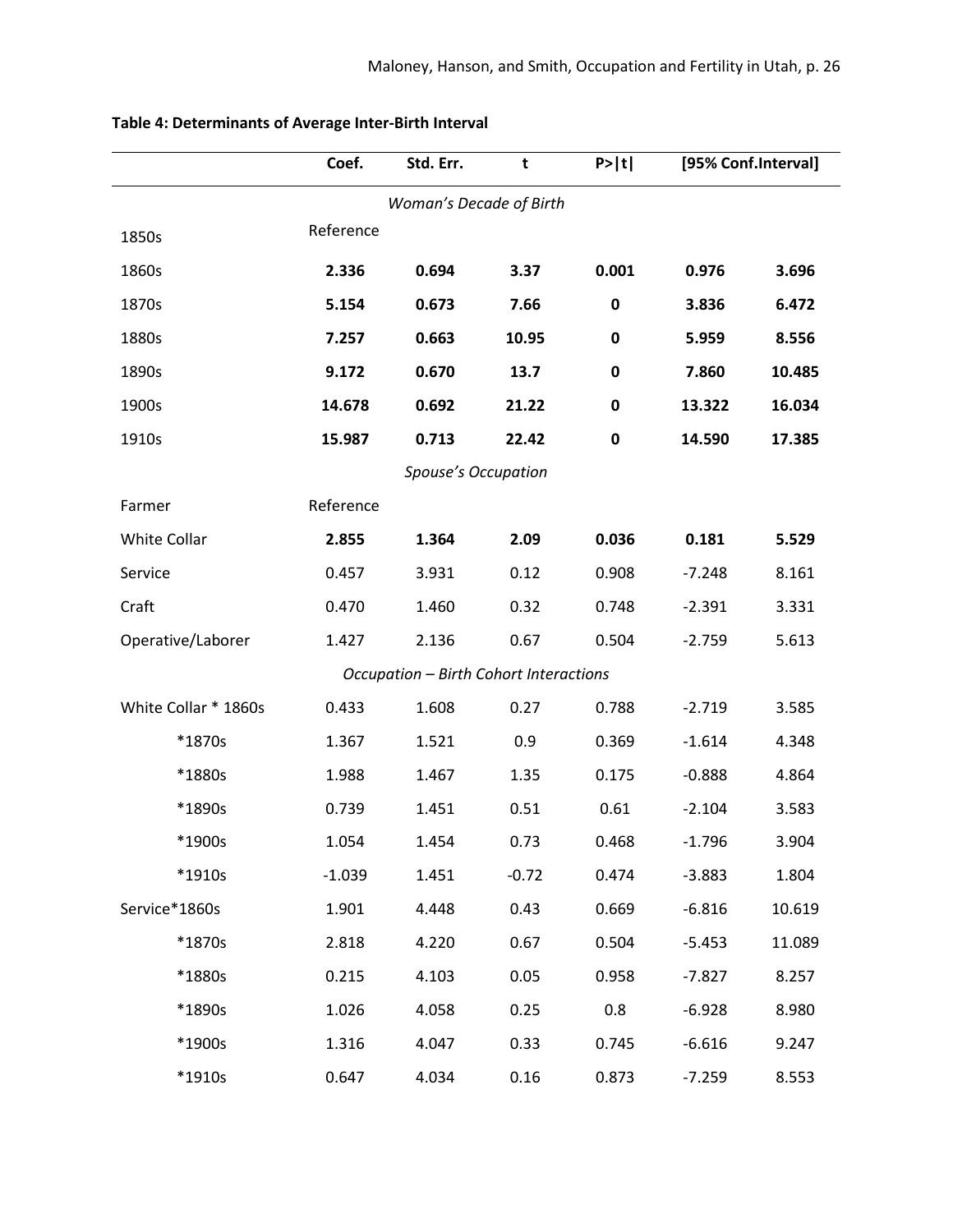**Table 4: Determinants of Average Inter-Birth Interval**

| | Coef. | Std. Err. | t | P>\|t\| | [95% Conf.Interval] | |
|---|---|---|---|---|---|---|
| | | | *Woman's Decade of Birth* | | | |
| 1850s | Reference | | | | | |
| 1860s | **2.336** | **0.694** | **3.37** | **0.001** | **0.976** | **3.696** |
| 1870s | **5.154** | **0.673** | **7.66** | **0** | **3.836** | **6.472** |
| 1880s | **7.257** | **0.663** | **10.95** | **0** | **5.959** | **8.556** |
| 1890s | **9.172** | **0.670** | **13.7** | **0** | **7.860** | **10.485** |
| 1900s | **14.678** | **0.692** | **21.22** | **0** | **13.322** | **16.034** |
| 1910s | **15.987** | **0.713** | **22.42** | **0** | **14.590** | **17.385** |
| | | | *Spouse's Occupation* | | | |
| Farmer | Reference | | | | | |
| White Collar | **2.855** | **1.364** | **2.09** | **0.036** | **0.181** | **5.529** |
| Service | 0.457 | 3.931 | 0.12 | 0.908 | -7.248 | 8.161 |
| Craft | 0.470 | 1.460 | 0.32 | 0.748 | -2.391 | 3.331 |
| Operative/Laborer | 1.427 | 2.136 | 0.67 | 0.504 | -2.759 | 5.613 |
| | | | *Occupation – Birth Cohort Interactions* | | | |
| White Collar * 1860s | 0.433 | 1.608 | 0.27 | 0.788 | -2.719 | 3.585 |
| *1870s | 1.367 | 1.521 | 0.9 | 0.369 | -1.614 | 4.348 |
| *1880s | 1.988 | 1.467 | 1.35 | 0.175 | -0.888 | 4.864 |
| *1890s | 0.739 | 1.451 | 0.51 | 0.61 | -2.104 | 3.583 |
| *1900s | 1.054 | 1.454 | 0.73 | 0.468 | -1.796 | 3.904 |
| *1910s | -1.039 | 1.451 | -0.72 | 0.474 | -3.883 | 1.804 |
| Service*1860s | 1.901 | 4.448 | 0.43 | 0.669 | -6.816 | 10.619 |
| *1870s | 2.818 | 4.220 | 0.67 | 0.504 | -5.453 | 11.089 |
| *1880s | 0.215 | 4.103 | 0.05 | 0.958 | -7.827 | 8.257 |
| *1890s | 1.026 | 4.058 | 0.25 | 0.8 | -6.928 | 8.980 |
| *1900s | 1.316 | 4.047 | 0.33 | 0.745 | -6.616 | 9.247 |
| *1910s | 0.647 | 4.034 | 0.16 | 0.873 | -7.259 | 8.553 |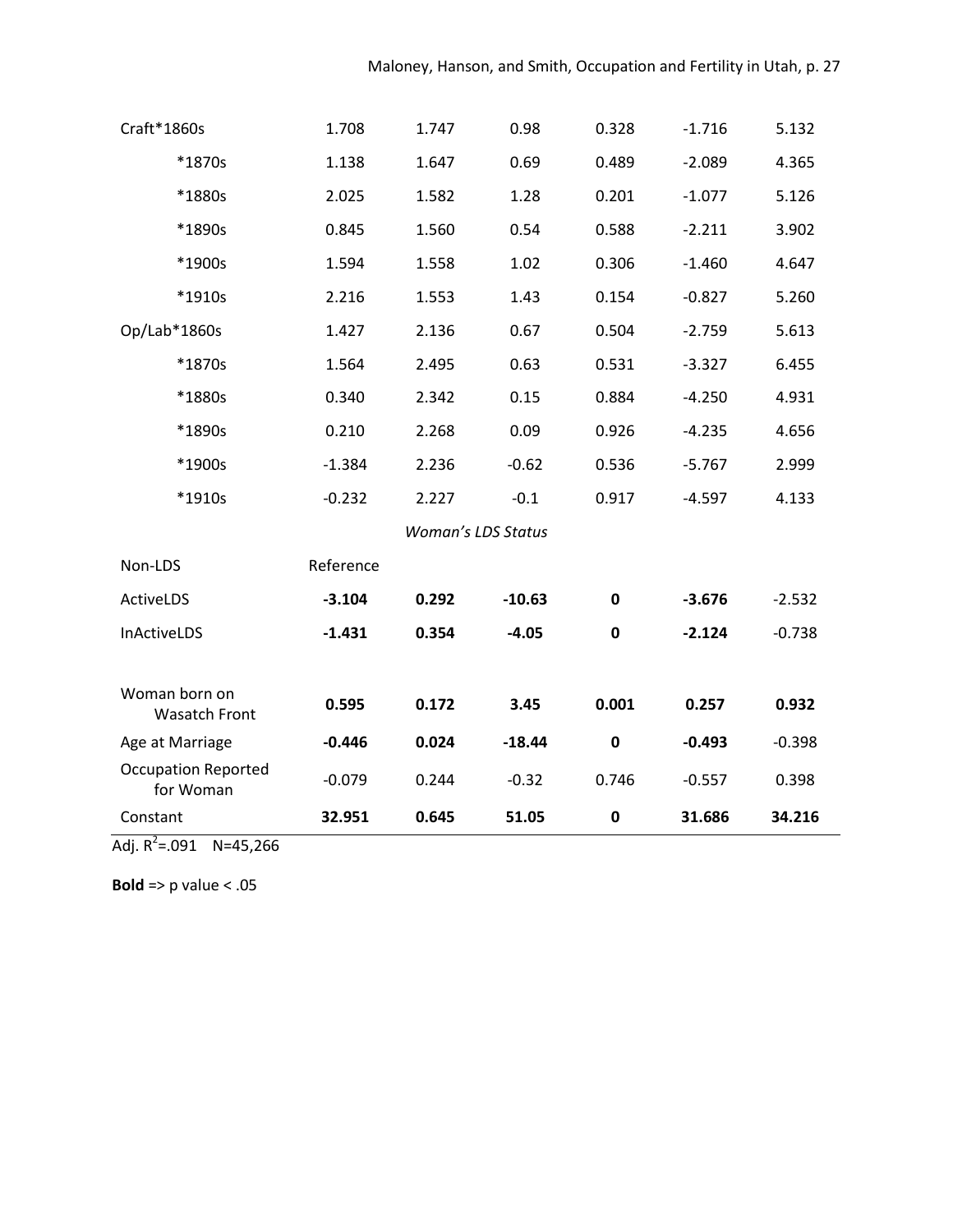| | | | | | | |
|---|---|---|---|---|---|---|
| Craft*1860s | 1.708 | 1.747 | 0.98 | 0.328 | -1.716 | 5.132 |
| *1870s | 1.138 | 1.647 | 0.69 | 0.489 | -2.089 | 4.365 |
| *1880s | 2.025 | 1.582 | 1.28 | 0.201 | -1.077 | 5.126 |
| *1890s | 0.845 | 1.560 | 0.54 | 0.588 | -2.211 | 3.902 |
| *1900s | 1.594 | 1.558 | 1.02 | 0.306 | -1.460 | 4.647 |
| *1910s | 2.216 | 1.553 | 1.43 | 0.154 | -0.827 | 5.260 |
| Op/Lab*1860s | 1.427 | 2.136 | 0.67 | 0.504 | -2.759 | 5.613 |
| *1870s | 1.564 | 2.495 | 0.63 | 0.531 | -3.327 | 6.455 |
| *1880s | 0.340 | 2.342 | 0.15 | 0.884 | -4.250 | 4.931 |
| *1890s | 0.210 | 2.268 | 0.09 | 0.926 | -4.235 | 4.656 |
| *1900s | -1.384 | 2.236 | -0.62 | 0.536 | -5.767 | 2.999 |
| *1910s | -0.232 | 2.227 | -0.1 | 0.917 | -4.597 | 4.133 |
| | | | *Woman's LDS Status* | | | |
| Non-LDS | Reference | | | | | |
| ActiveLDS | **-3.104** | **0.292** | **-10.63** | **0** | **-3.676** | -2.532 |
| InActiveLDS | **-1.431** | **0.354** | **-4.05** | **0** | **-2.124** | -0.738 |
| | | | | | | |
| Woman born on Wasatch Front | **0.595** | **0.172** | **3.45** | **0.001** | **0.257** | **0.932** |
| Age at Marriage | **-0.446** | **0.024** | **-18.44** | **0** | **-0.493** | -0.398 |
| Occupation Reported for Woman | -0.079 | 0.244 | -0.32 | 0.746 | -0.557 | 0.398 |
| Constant | **32.951** | **0.645** | **51.05** | **0** | **31.686** | **34.216** |

Adj. $R^2$=.091 N=45,266

**Bold** => p value < .05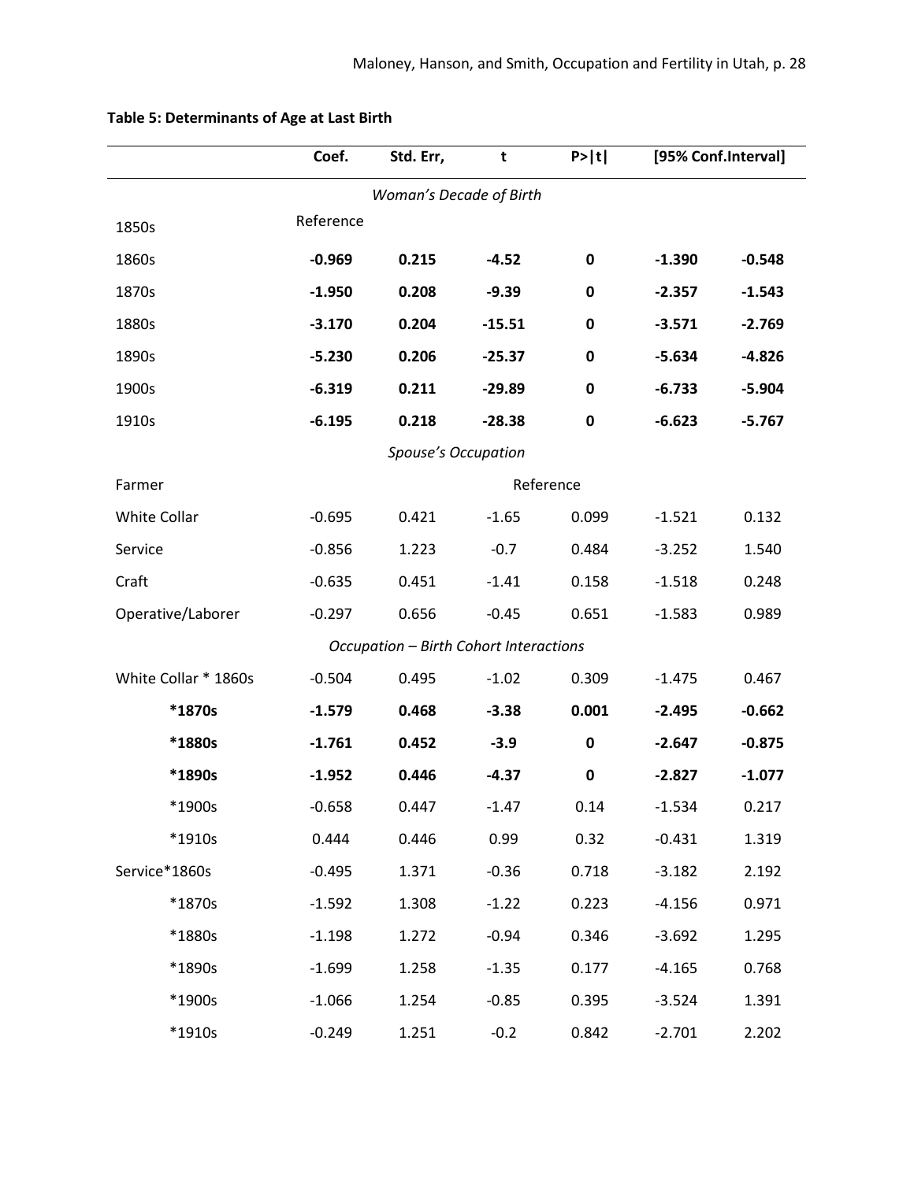**Table 5: Determinants of Age at Last Birth**

| | Coef. | Std. Err, | t | P>\|t\| | [95% Conf.Interval] | |
|---|---|---|---|---|---|---|
| *Woman's Decade of Birth* | | | | | | |
| 1850s | Reference | | | | | |
| 1860s | **-0.969** | **0.215** | **-4.52** | **0** | **-1.390** | **-0.548** |
| 1870s | **-1.950** | **0.208** | **-9.39** | **0** | **-2.357** | **-1.543** |
| 1880s | **-3.170** | **0.204** | **-15.51** | **0** | **-3.571** | **-2.769** |
| 1890s | **-5.230** | **0.206** | **-25.37** | **0** | **-5.634** | **-4.826** |
| 1900s | **-6.319** | **0.211** | **-29.89** | **0** | **-6.733** | **-5.904** |
| 1910s | **-6.195** | **0.218** | **-28.38** | **0** | **-6.623** | **-5.767** |
| *Spouse's Occupation* | | | | | | |
| Farmer | | | | Reference | | |
| White Collar | -0.695 | 0.421 | -1.65 | 0.099 | -1.521 | 0.132 |
| Service | -0.856 | 1.223 | -0.7 | 0.484 | -3.252 | 1.540 |
| Craft | -0.635 | 0.451 | -1.41 | 0.158 | -1.518 | 0.248 |
| Operative/Laborer | -0.297 | 0.656 | -0.45 | 0.651 | -1.583 | 0.989 |
| *Occupation – Birth Cohort Interactions* | | | | | | |
| White Collar * 1860s | -0.504 | 0.495 | -1.02 | 0.309 | -1.475 | 0.467 |
| **\*1870s** | **-1.579** | **0.468** | **-3.38** | **0.001** | **-2.495** | **-0.662** |
| **\*1880s** | **-1.761** | **0.452** | **-3.9** | **0** | **-2.647** | **-0.875** |
| **\*1890s** | **-1.952** | **0.446** | **-4.37** | **0** | **-2.827** | **-1.077** |
| *1900s | -0.658 | 0.447 | -1.47 | 0.14 | -1.534 | 0.217 |
| *1910s | 0.444 | 0.446 | 0.99 | 0.32 | -0.431 | 1.319 |
| Service*1860s | -0.495 | 1.371 | -0.36 | 0.718 | -3.182 | 2.192 |
| *1870s | -1.592 | 1.308 | -1.22 | 0.223 | -4.156 | 0.971 |
| *1880s | -1.198 | 1.272 | -0.94 | 0.346 | -3.692 | 1.295 |
| *1890s | -1.699 | 1.258 | -1.35 | 0.177 | -4.165 | 0.768 |
| *1900s | -1.066 | 1.254 | -0.85 | 0.395 | -3.524 | 1.391 |
| *1910s | -0.249 | 1.251 | -0.2 | 0.842 | -2.701 | 2.202 |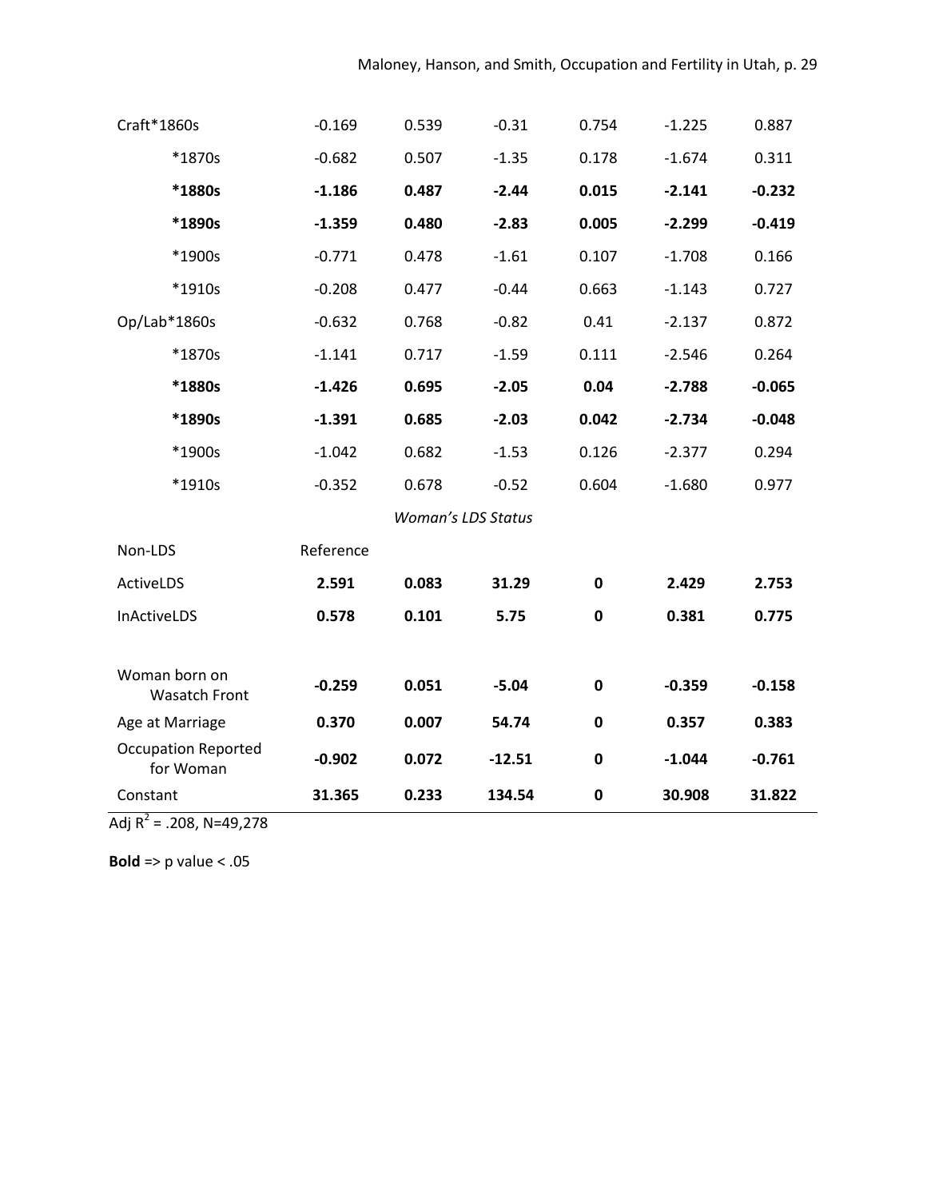| | | | | | | |
|---|---|---|---|---|---|---|
| Craft*1860s | -0.169 | 0.539 | -0.31 | 0.754 | -1.225 | 0.887 |
| *1870s | -0.682 | 0.507 | -1.35 | 0.178 | -1.674 | 0.311 |
| **\*1880s** | **-1.186** | **0.487** | **-2.44** | **0.015** | **-2.141** | **-0.232** |
| **\*1890s** | **-1.359** | **0.480** | **-2.83** | **0.005** | **-2.299** | **-0.419** |
| *1900s | -0.771 | 0.478 | -1.61 | 0.107 | -1.708 | 0.166 |
| *1910s | -0.208 | 0.477 | -0.44 | 0.663 | -1.143 | 0.727 |
| Op/Lab*1860s | -0.632 | 0.768 | -0.82 | 0.41 | -2.137 | 0.872 |
| *1870s | -1.141 | 0.717 | -1.59 | 0.111 | -2.546 | 0.264 |
| **\*1880s** | **-1.426** | **0.695** | **-2.05** | **0.04** | **-2.788** | **-0.065** |
| **\*1890s** | **-1.391** | **0.685** | **-2.03** | **0.042** | **-2.734** | **-0.048** |
| *1900s | -1.042 | 0.682 | -1.53 | 0.126 | -2.377 | 0.294 |
| *1910s | -0.352 | 0.678 | -0.52 | 0.604 | -1.680 | 0.977 |
| | | | *Woman's LDS Status* | | | |
| Non-LDS | Reference | | | | | |
| ActiveLDS | **2.591** | **0.083** | **31.29** | **0** | **2.429** | **2.753** |
| InActiveLDS | **0.578** | **0.101** | **5.75** | **0** | **0.381** | **0.775** |
| | | | | | | |
| Woman born on Wasatch Front | **-0.259** | **0.051** | **-5.04** | **0** | **-0.359** | **-0.158** |
| Age at Marriage | **0.370** | **0.007** | **54.74** | **0** | **0.357** | **0.383** |
| Occupation Reported for Woman | **-0.902** | **0.072** | **-12.51** | **0** | **-1.044** | **-0.761** |
| Constant | **31.365** | **0.233** | **134.54** | **0** | **30.908** | **31.822** |

Adj $R^2$ = .208, N=49,278

**Bold** => p value < .05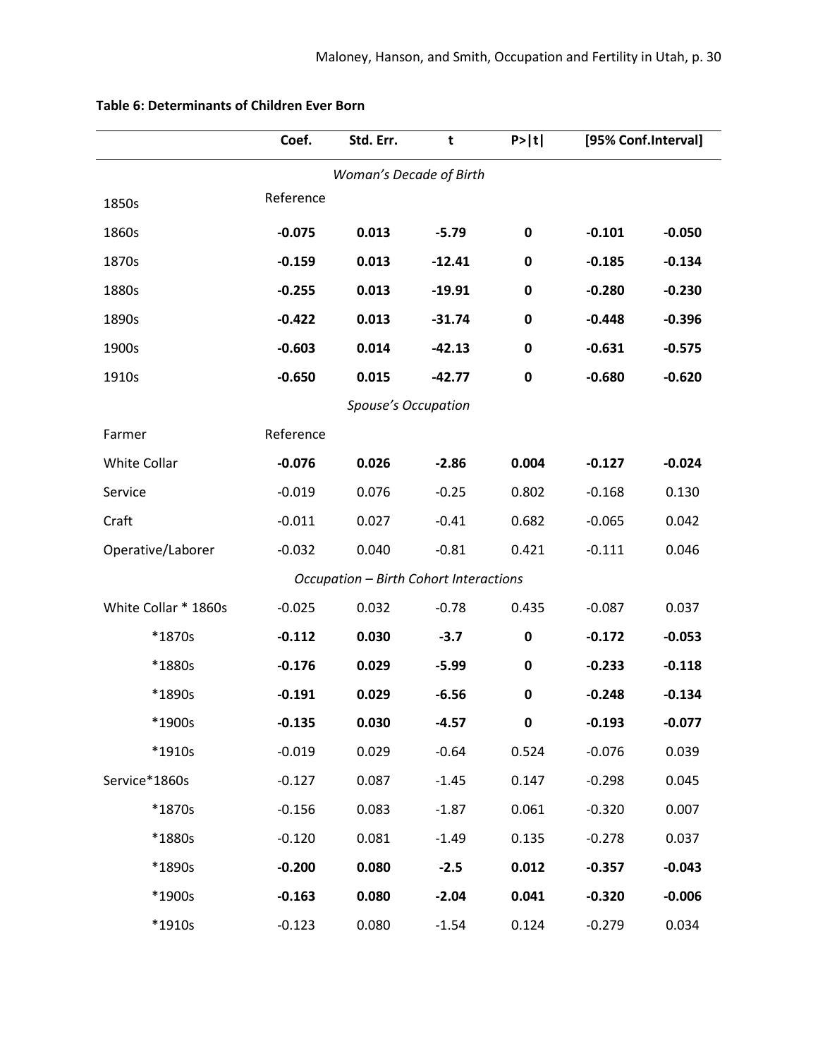**Table 6: Determinants of Children Ever Born**

| | Coef. | Std. Err. | t | P>\|t\| | [95% Conf.Interval] | |
|---|---|---|---|---|---|---|
| *Woman's Decade of Birth* | | | | | | |
| 1850s | Reference | | | | | |
| 1860s | **-0.075** | **0.013** | **-5.79** | **0** | **-0.101** | **-0.050** |
| 1870s | **-0.159** | **0.013** | **-12.41** | **0** | **-0.185** | **-0.134** |
| 1880s | **-0.255** | **0.013** | **-19.91** | **0** | **-0.280** | **-0.230** |
| 1890s | **-0.422** | **0.013** | **-31.74** | **0** | **-0.448** | **-0.396** |
| 1900s | **-0.603** | **0.014** | **-42.13** | **0** | **-0.631** | **-0.575** |
| 1910s | **-0.650** | **0.015** | **-42.77** | **0** | **-0.680** | **-0.620** |
| *Spouse's Occupation* | | | | | | |
| Farmer | Reference | | | | | |
| White Collar | **-0.076** | **0.026** | **-2.86** | **0.004** | **-0.127** | **-0.024** |
| Service | -0.019 | 0.076 | -0.25 | 0.802 | -0.168 | 0.130 |
| Craft | -0.011 | 0.027 | -0.41 | 0.682 | -0.065 | 0.042 |
| Operative/Laborer | -0.032 | 0.040 | -0.81 | 0.421 | -0.111 | 0.046 |
| *Occupation – Birth Cohort Interactions* | | | | | | |
| White Collar * 1860s | -0.025 | 0.032 | -0.78 | 0.435 | -0.087 | 0.037 |
| *1870s | **-0.112** | **0.030** | **-3.7** | **0** | **-0.172** | **-0.053** |
| *1880s | **-0.176** | **0.029** | **-5.99** | **0** | **-0.233** | **-0.118** |
| *1890s | **-0.191** | **0.029** | **-6.56** | **0** | **-0.248** | **-0.134** |
| *1900s | **-0.135** | **0.030** | **-4.57** | **0** | **-0.193** | **-0.077** |
| *1910s | -0.019 | 0.029 | -0.64 | 0.524 | -0.076 | 0.039 |
| Service*1860s | -0.127 | 0.087 | -1.45 | 0.147 | -0.298 | 0.045 |
| *1870s | -0.156 | 0.083 | -1.87 | 0.061 | -0.320 | 0.007 |
| *1880s | -0.120 | 0.081 | -1.49 | 0.135 | -0.278 | 0.037 |
| *1890s | **-0.200** | **0.080** | **-2.5** | **0.012** | **-0.357** | **-0.043** |
| *1900s | **-0.163** | **0.080** | **-2.04** | **0.041** | **-0.320** | **-0.006** |
| *1910s | -0.123 | 0.080 | -1.54 | 0.124 | -0.279 | 0.034 |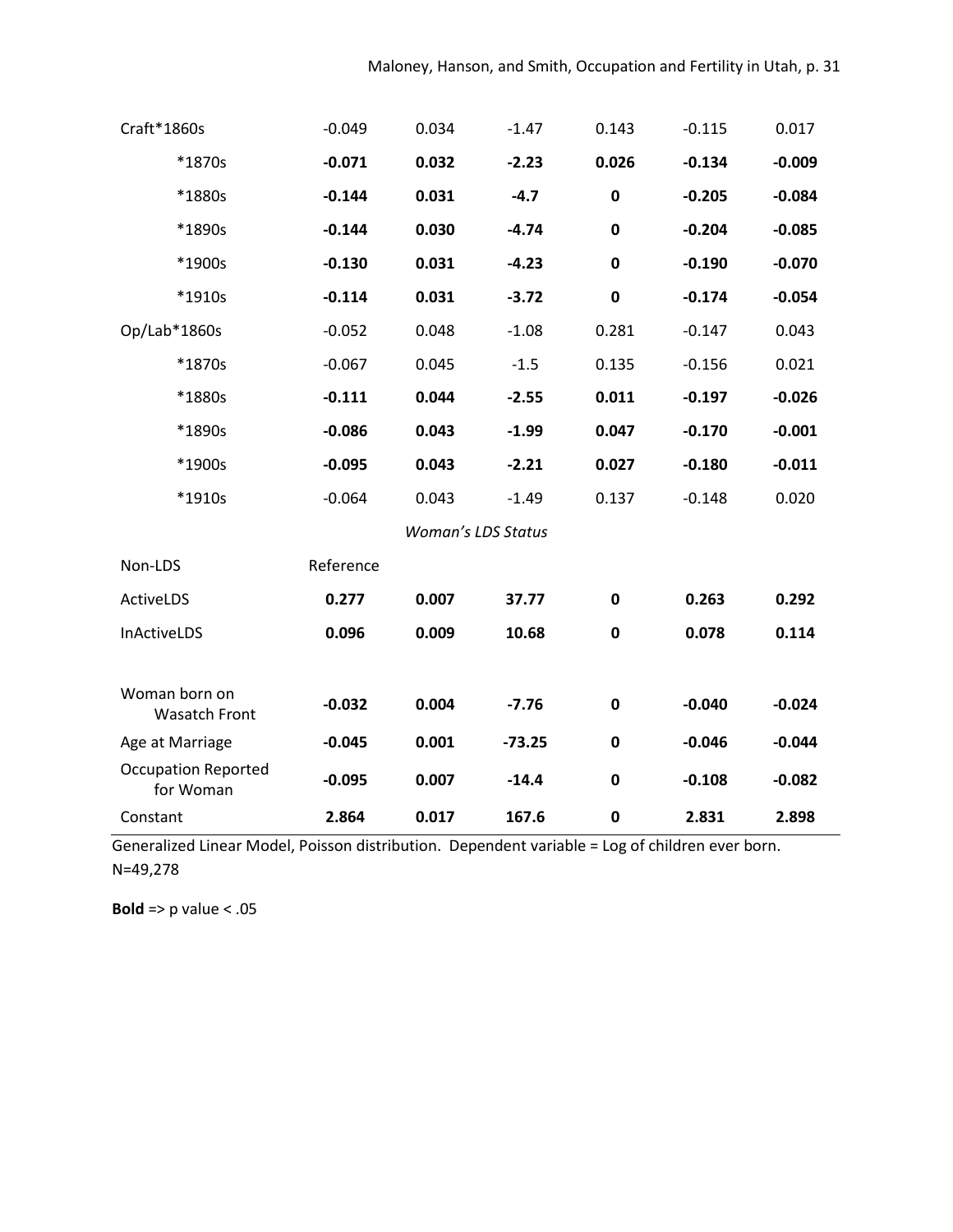| | | | | | | |
|---|---|---|---|---|---|---|
| Craft*1860s | -0.049 | 0.034 | -1.47 | 0.143 | -0.115 | 0.017 |
| *1870s | **-0.071** | **0.032** | **-2.23** | **0.026** | **-0.134** | **-0.009** |
| *1880s | **-0.144** | **0.031** | **-4.7** | **0** | **-0.205** | **-0.084** |
| *1890s | **-0.144** | **0.030** | **-4.74** | **0** | **-0.204** | **-0.085** |
| *1900s | **-0.130** | **0.031** | **-4.23** | **0** | **-0.190** | **-0.070** |
| *1910s | **-0.114** | **0.031** | **-3.72** | **0** | **-0.174** | **-0.054** |
| Op/Lab*1860s | -0.052 | 0.048 | -1.08 | 0.281 | -0.147 | 0.043 |
| *1870s | -0.067 | 0.045 | -1.5 | 0.135 | -0.156 | 0.021 |
| *1880s | **-0.111** | **0.044** | **-2.55** | **0.011** | **-0.197** | **-0.026** |
| *1890s | **-0.086** | **0.043** | **-1.99** | **0.047** | **-0.170** | **-0.001** |
| *1900s | **-0.095** | **0.043** | **-2.21** | **0.027** | **-0.180** | **-0.011** |
| *1910s | -0.064 | 0.043 | -1.49 | 0.137 | -0.148 | 0.020 |
| | | | *Woman's LDS Status* | | | |
| Non-LDS | Reference | | | | | |
| ActiveLDS | **0.277** | **0.007** | **37.77** | **0** | **0.263** | **0.292** |
| InActiveLDS | **0.096** | **0.009** | **10.68** | **0** | **0.078** | **0.114** |
| | | | | | | |
| Woman born on Wasatch Front | **-0.032** | **0.004** | **-7.76** | **0** | **-0.040** | **-0.024** |
| Age at Marriage | **-0.045** | **0.001** | **-73.25** | **0** | **-0.046** | **-0.044** |
| Occupation Reported for Woman | **-0.095** | **0.007** | **-14.4** | **0** | **-0.108** | **-0.082** |
| Constant | **2.864** | **0.017** | **167.6** | **0** | **2.831** | **2.898** |

Generalized Linear Model, Poisson distribution. Dependent variable = Log of children ever born. N=49,278

**Bold** => p value < .05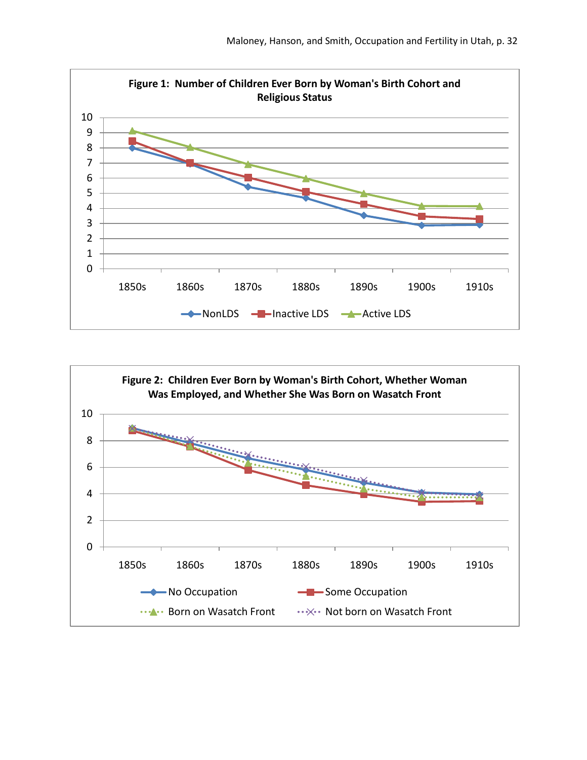**Figure 1: Number of Children Ever Born by Woman's Birth Cohort and Religious Status**

**Figure 2: Children Ever Born by Woman's Birth Cohort, Whether Woman Was Employed, and Whether She Was Born on Wasatch Front**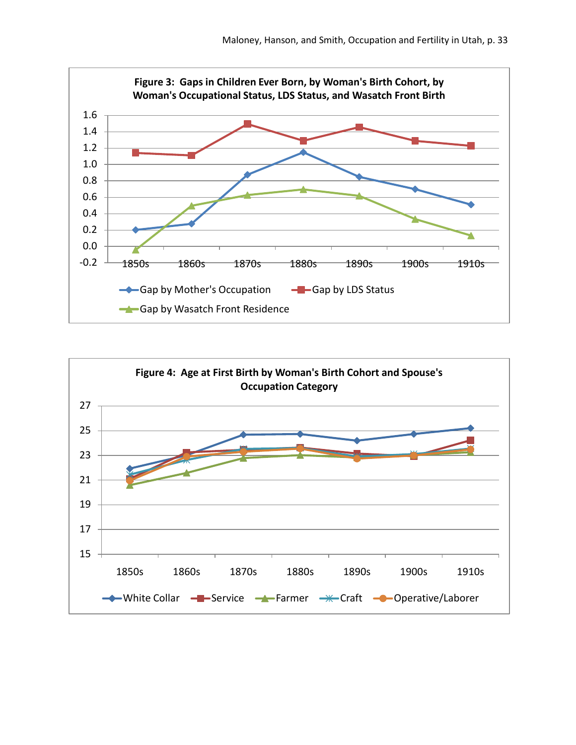**Figure 3: Gaps in Children Ever Born, by Woman's Birth Cohort, by Woman's Occupational Status, LDS Status, and Wasatch Front Birth**

**Figure 4: Age at First Birth by Woman's Birth Cohort and Spouse's Occupation Category**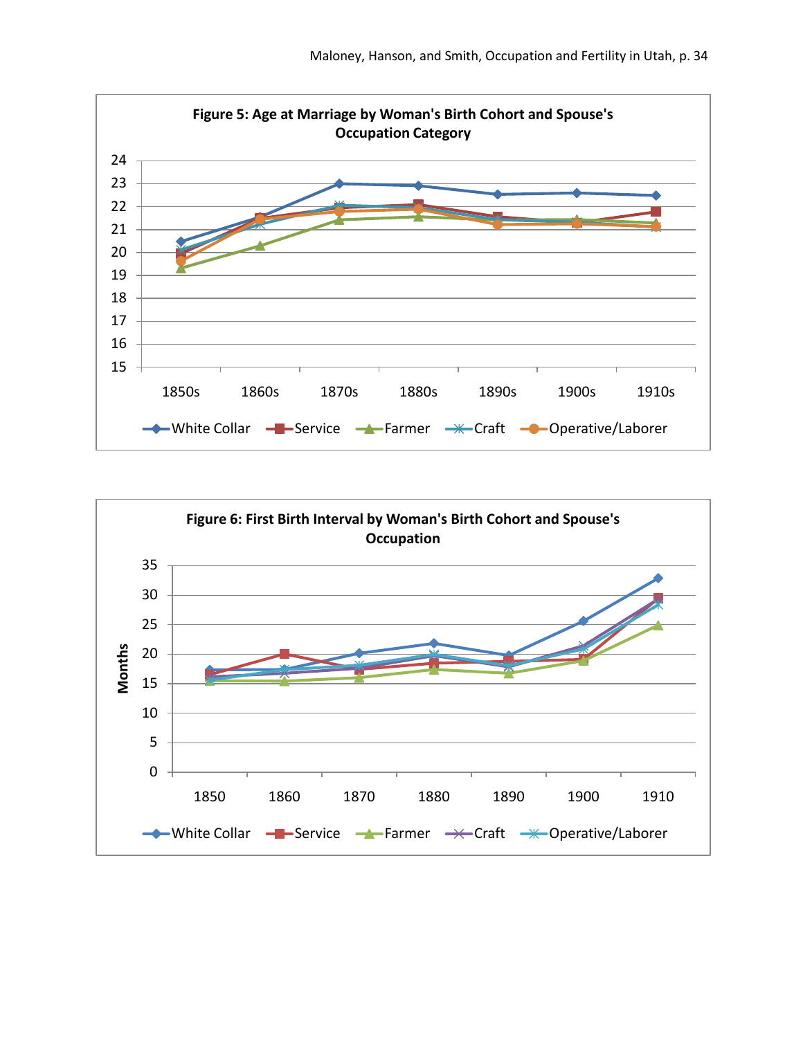**Figure 5: Age at Marriage by Woman's Birth Cohort and Spouse's Occupation Category**

24
23
22
21
20
19
18
17
16
15

1850s 1860s 1870s 1880s 1890s 1900s 1910s

White Collar Service Farmer Craft Operative/Laborer

**Figure 6: First Birth Interval by Woman's Birth Cohort and Spouse's Occupation**

Months

35
30
25
20
15
10
5
0

1850 1860 1870 1880 1890 1900 1910

White Collar Service Farmer Craft Operative/Laborer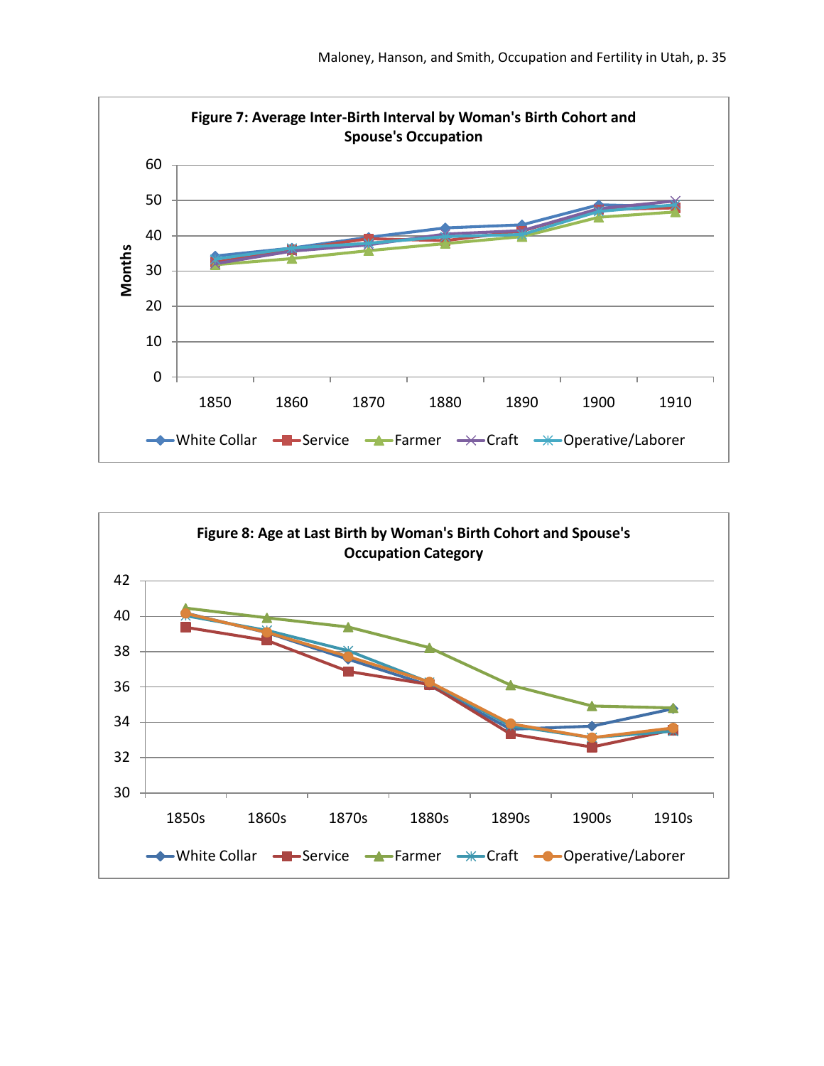**Figure 7: Average Inter-Birth Interval by Woman's Birth Cohort and Spouse's Occupation**

**Figure 8: Age at Last Birth by Woman's Birth Cohort and Spouse's Occupation Category**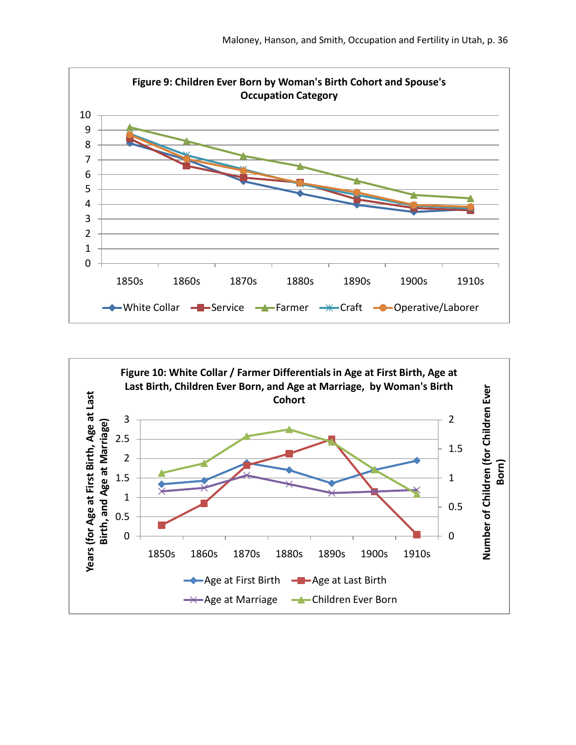**Figure 9: Children Ever Born by Woman's Birth Cohort and Spouse's Occupation Category**

**Figure 10: White Collar / Farmer Differentials in Age at First Birth, Age at Last Birth, Children Ever Born, and Age at Marriage, by Woman's Birth Cohort**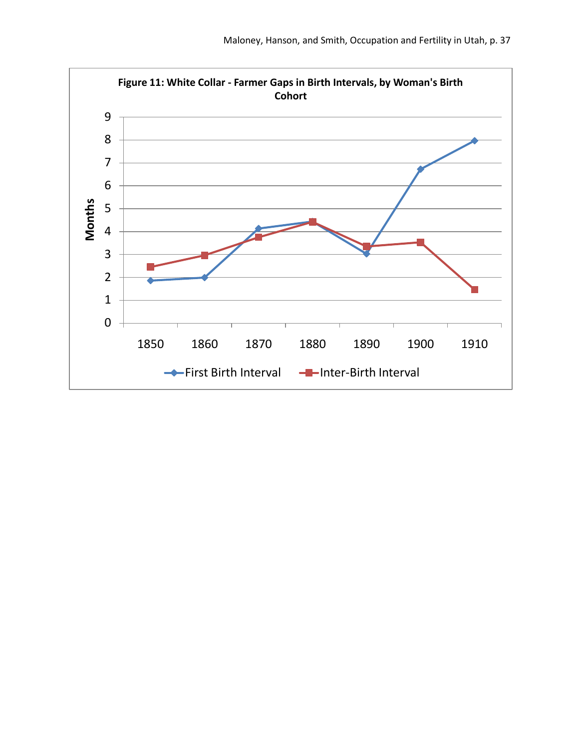Figure 11: White Collar - Farmer Gaps in Birth Intervals, by Woman's Birth Cohort

Months

9
8
7
6
5
4
3
2
1
0

1850 1860 1870 1880 1890 1900 1910

First Birth Interval
Inter-Birth Interval